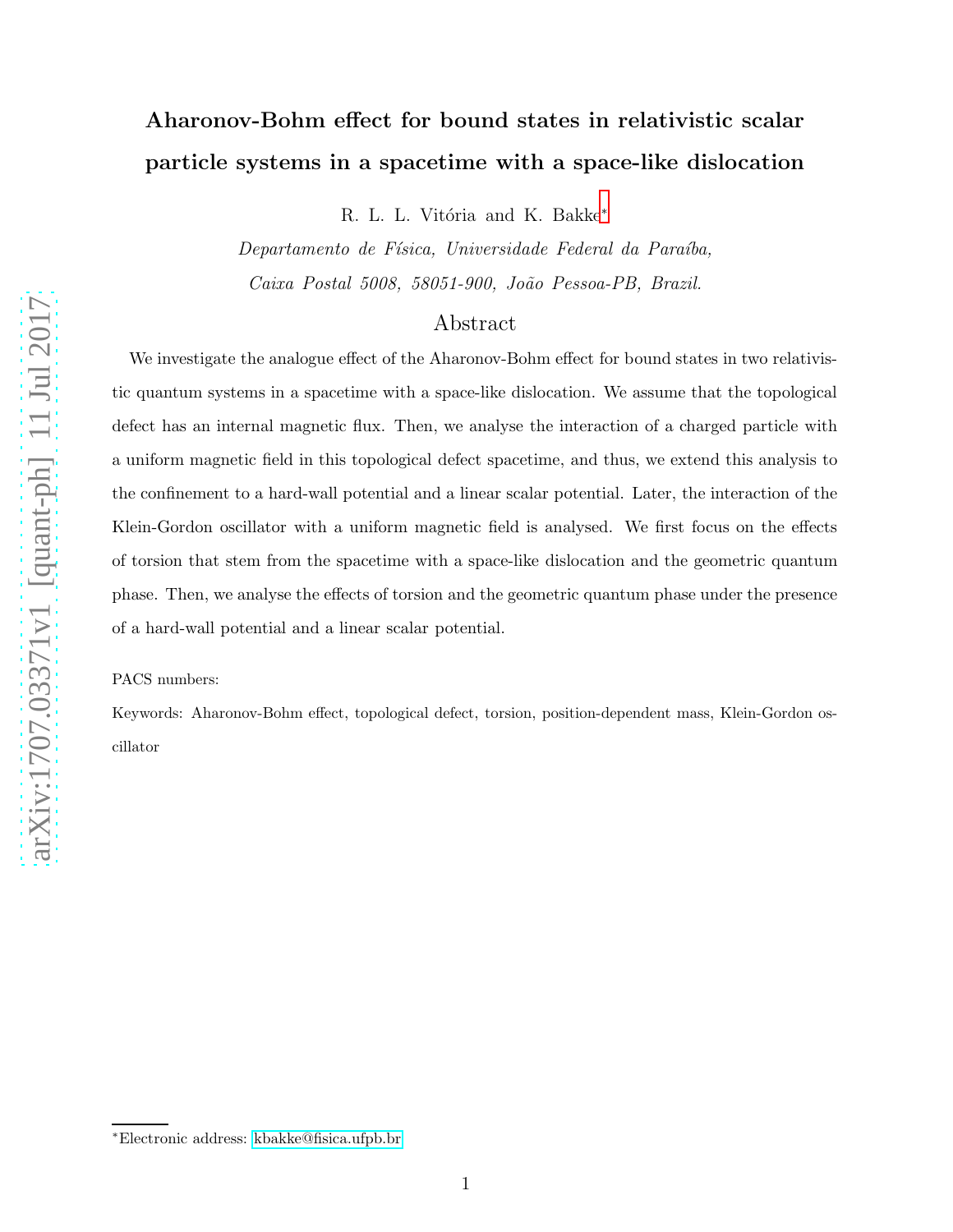# Aharonov-Bohm effect for bound states in relativistic scalar particle systems in a spacetime with a space-like dislocation

R. L. L. Vitória and K. Bakke[*]

*Departamento de Física, Universidade Federal da Paraíba,*
*Caixa Postal 5008, 58051-900, João Pessoa-PB, Brazil.*

## Abstract

We investigate the analogue effect of the Aharonov-Bohm effect for bound states in two relativistic quantum systems in a spacetime with a space-like dislocation. We assume that the topological defect has an internal magnetic flux. Then, we analyse the interaction of a charged particle with a uniform magnetic field in this topological defect spacetime, and thus, we extend this analysis to the confinement to a hard-wall potential and a linear scalar potential. Later, the interaction of the Klein-Gordon oscillator with a uniform magnetic field is analysed. We first focus on the effects of torsion that stem from the spacetime with a space-like dislocation and the geometric quantum phase. Then, we analyse the effects of torsion and the geometric quantum phase under the presence of a hard-wall potential and a linear scalar potential.

PACS numbers:

Keywords: Aharonov-Bohm effect, topological defect, torsion, position-dependent mass, Klein-Gordon oscillator

[*]Electronic address: kbakke@fisica.ufpb.br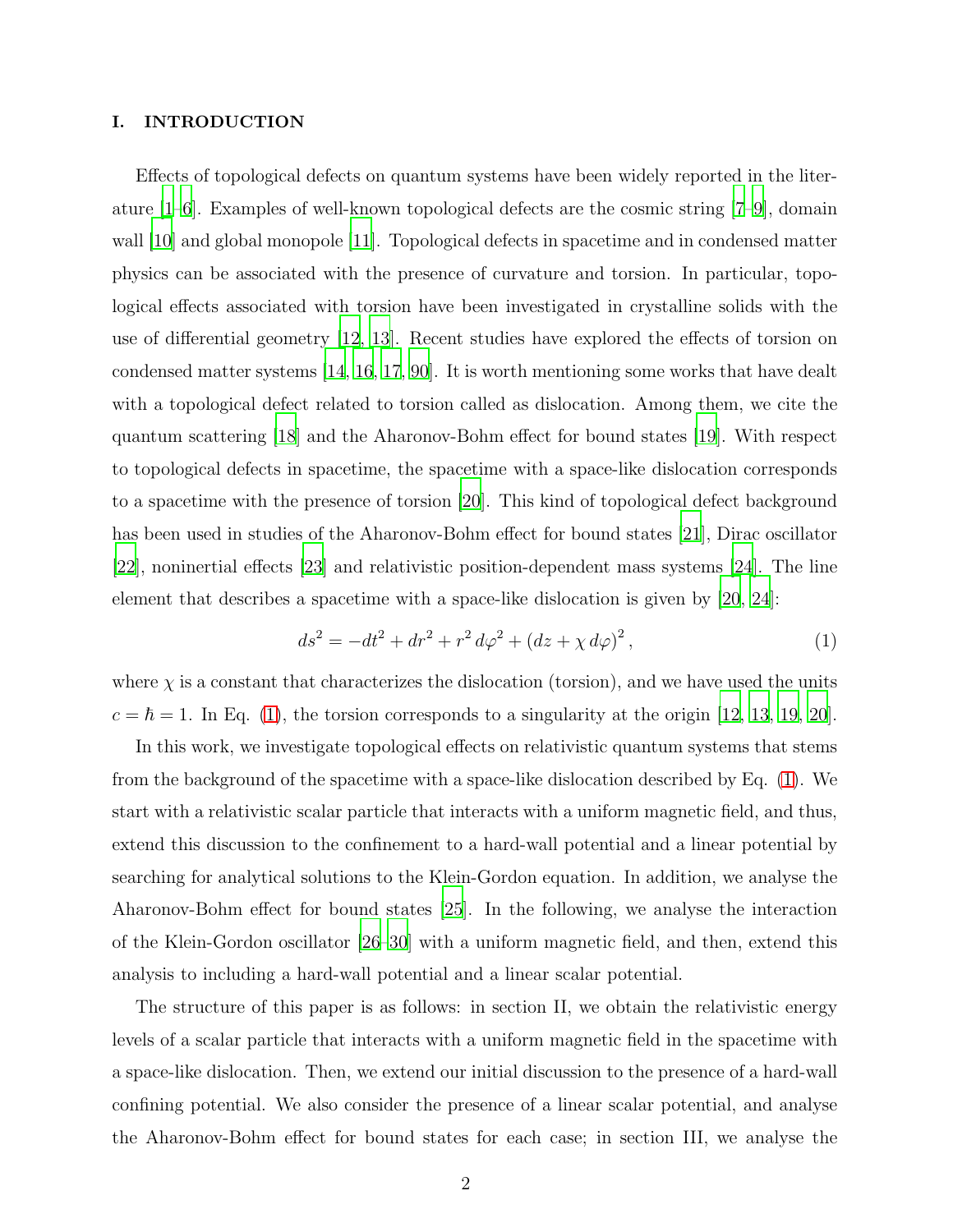## I. INTRODUCTION

Effects of topological defects on quantum systems have been widely reported in the literature [1–6]. Examples of well-known topological defects are the cosmic string [7–9], domain wall [10] and global monopole [11]. Topological defects in spacetime and in condensed matter physics can be associated with the presence of curvature and torsion. In particular, topological effects associated with torsion have been investigated in crystalline solids with the use of differential geometry [12, 13]. Recent studies have explored the effects of torsion on condensed matter systems [14, 16, 17, 90]. It is worth mentioning some works that have dealt with a topological defect related to torsion called as dislocation. Among them, we cite the quantum scattering [18] and the Aharonov-Bohm effect for bound states [19]. With respect to topological defects in spacetime, the spacetime with a space-like dislocation corresponds to a spacetime with the presence of torsion [20]. This kind of topological defect background has been used in studies of the Aharonov-Bohm effect for bound states [21], Dirac oscillator [22], noninertial effects [23] and relativistic position-dependent mass systems [24]. The line element that describes a spacetime with a space-like dislocation is given by [20, 24]:

$$ds^2 = -dt^2 + dr^2 + r^2\,d\varphi^2 + \left(dz + \chi\,d\varphi\right)^2, \tag{1}$$

where $\chi$ is a constant that characterizes the dislocation (torsion), and we have used the units $c = \hbar = 1$. In Eq. (1), the torsion corresponds to a singularity at the origin [12, 13, 19, 20].

In this work, we investigate topological effects on relativistic quantum systems that stems from the background of the spacetime with a space-like dislocation described by Eq. (1). We start with a relativistic scalar particle that interacts with a uniform magnetic field, and thus, extend this discussion to the confinement to a hard-wall potential and a linear potential by searching for analytical solutions to the Klein-Gordon equation. In addition, we analyse the Aharonov-Bohm effect for bound states [25]. In the following, we analyse the interaction of the Klein-Gordon oscillator [26–30] with a uniform magnetic field, and then, extend this analysis to including a hard-wall potential and a linear scalar potential.

The structure of this paper is as follows: in section II, we obtain the relativistic energy levels of a scalar particle that interacts with a uniform magnetic field in the spacetime with a space-like dislocation. Then, we extend our initial discussion to the presence of a hard-wall confining potential. We also consider the presence of a linear scalar potential, and analyse the Aharonov-Bohm effect for bound states for each case; in section III, we analyse the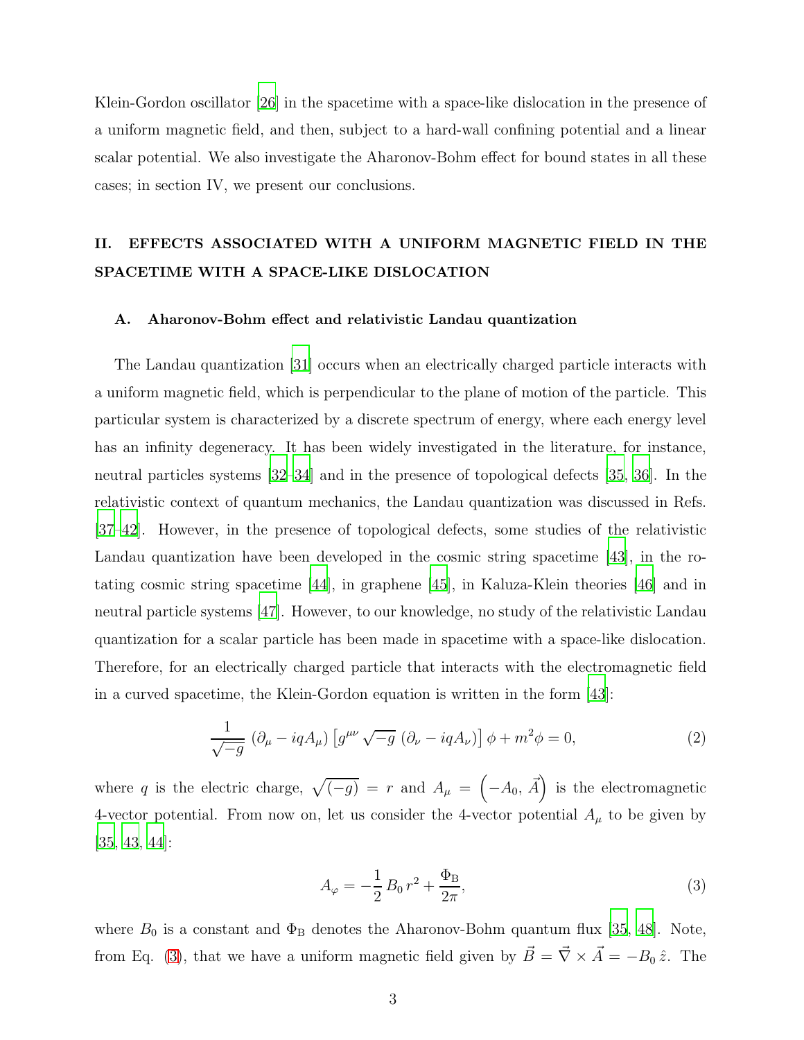Klein-Gordon oscillator [26] in the spacetime with a space-like dislocation in the presence of a uniform magnetic field, and then, subject to a hard-wall confining potential and a linear scalar potential. We also investigate the Aharonov-Bohm effect for bound states in all these cases; in section IV, we present our conclusions.

## II. EFFECTS ASSOCIATED WITH A UNIFORM MAGNETIC FIELD IN THE SPACETIME WITH A SPACE-LIKE DISLOCATION

### A. Aharonov-Bohm effect and relativistic Landau quantization

The Landau quantization [31] occurs when an electrically charged particle interacts with a uniform magnetic field, which is perpendicular to the plane of motion of the particle. This particular system is characterized by a discrete spectrum of energy, where each energy level has an infinity degeneracy. It has been widely investigated in the literature, for instance, neutral particles systems [32–34] and in the presence of topological defects [35, 36]. In the relativistic context of quantum mechanics, the Landau quantization was discussed in Refs. [37–42]. However, in the presence of topological defects, some studies of the relativistic Landau quantization have been developed in the cosmic string spacetime [43], in the rotating cosmic string spacetime [44], in graphene [45], in Kaluza-Klein theories [46] and in neutral particle systems [47]. However, to our knowledge, no study of the relativistic Landau quantization for a scalar particle has been made in spacetime with a space-like dislocation. Therefore, for an electrically charged particle that interacts with the electromagnetic field in a curved spacetime, the Klein-Gordon equation is written in the form [43]:

$$\frac{1}{\sqrt{-g}}\left(\partial_{\mu}-iqA_{\mu}\right)\left[g^{\mu\nu}\sqrt{-g}\left(\partial_{\nu}-iqA_{\nu}\right)\right]\phi+m^{2}\phi=0, \tag{2}$$

where $q$ is the electric charge, $\sqrt{(-g)}=r$ and $A_{\mu}=\left(-A_{0},\,\vec{A}\right)$ is the electromagnetic 4-vector potential. From now on, let us consider the 4-vector potential $A_{\mu}$ to be given by [35, 43, 44]:

$$A_{\varphi}=-\frac{1}{2}\,B_{0}\,r^{2}+\frac{\Phi_{\rm B}}{2\pi}, \tag{3}$$

where $B_0$ is a constant and $\Phi_{\rm B}$ denotes the Aharonov-Bohm quantum flux [35, 48]. Note, from Eq. (3), that we have a uniform magnetic field given by $\vec{B}=\vec{\nabla}\times\vec{A}=-B_{0}\,\hat{z}$. The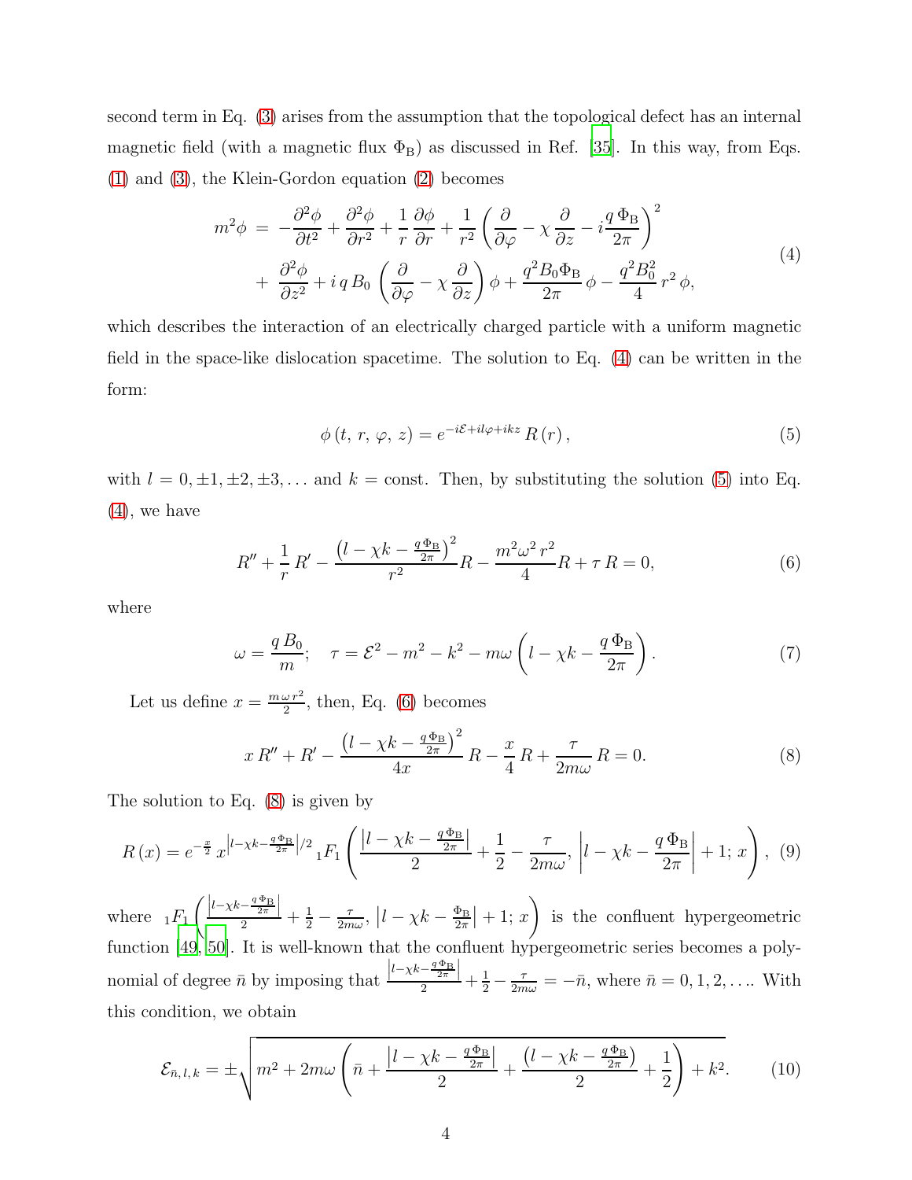second term in Eq. (3) arises from the assumption that the topological defect has an internal magnetic field (with a magnetic flux $\Phi_{\rm B}$) as discussed in Ref. [35]. In this way, from Eqs. (1) and (3), the Klein-Gordon equation (2) becomes

$$
\begin{aligned}
m^2\phi \,=\, & -\frac{\partial^2\phi}{\partial t^2}+\frac{\partial^2\phi}{\partial r^2}+\frac{1}{r}\frac{\partial\phi}{\partial r}+\frac{1}{r^2}\left(\frac{\partial}{\partial\varphi}-\chi\,\frac{\partial}{\partial z}-i\frac{q\,\Phi_{\rm B}}{2\pi}\right)^2 \\
& +\,\frac{\partial^2\phi}{\partial z^2}+i\,q\,B_0\,\left(\frac{\partial}{\partial\varphi}-\chi\,\frac{\partial}{\partial z}\right)\phi+\frac{q^2B_0\Phi_{\rm B}}{2\pi}\,\phi-\frac{q^2B_0^2}{4}\,r^2\,\phi,
\end{aligned}
\tag{4}
$$

which describes the interaction of an electrically charged particle with a uniform magnetic field in the space-like dislocation spacetime. The solution to Eq. (4) can be written in the form:

$$
\phi\left(t,\,r,\,\varphi,\,z\right)=e^{-i\mathcal{E}+il\varphi+ikz}\,R\left(r\right),
\tag{5}
$$

with $l=0,\pm1,\pm2,\pm3,\ldots$ and $k=\text{const}$. Then, by substituting the solution (5) into Eq. (4), we have

$$
R''+\frac{1}{r}\,R'-\frac{\left(l-\chi k-\frac{q\,\Phi_{\rm B}}{2\pi}\right)^2}{r^2}R-\frac{m^2\omega^2\,r^2}{4}R+\tau\,R=0,
\tag{6}
$$

where

$$
\omega=\frac{q\,B_0}{m};\quad \tau=\mathcal{E}^2-m^2-k^2-m\omega\left(l-\chi k-\frac{q\,\Phi_{\rm B}}{2\pi}\right).
\tag{7}
$$

Let us define $x=\frac{m\,\omega\,r^2}{2}$, then, Eq. (6) becomes

$$
x\,R''+R'-\frac{\left(l-\chi k-\frac{q\,\Phi_{\rm B}}{2\pi}\right)^2}{4x}\,R-\frac{x}{4}\,R+\frac{\tau}{2m\omega}\,R=0.
\tag{8}
$$

The solution to Eq. (8) is given by

$$
R\left(x\right)=e^{-\frac{x}{2}}\,x^{\left|l-\chi k-\frac{q\,\Phi_{\rm B}}{2\pi}\right|/2}\,{}_1F_1\left(\frac{\left|l-\chi k-\frac{q\,\Phi_{\rm B}}{2\pi}\right|}{2}+\frac{1}{2}-\frac{\tau}{2m\omega},\,\left|l-\chi k-\frac{q\,\Phi_{\rm B}}{2\pi}\right|+1;\,x\right),
\tag{9}
$$

where ${}_1F_1\left(\frac{\left|l-\chi k-\frac{q\,\Phi_{\rm B}}{2\pi}\right|}{2}+\frac{1}{2}-\frac{\tau}{2m\omega},\,\left|l-\chi k-\frac{\Phi_{\rm B}}{2\pi}\right|+1;\,x\right)$ is the confluent hypergeometric function [49, 50]. It is well-known that the confluent hypergeometric series becomes a polynomial of degree $\bar{n}$ by imposing that $\frac{\left|l-\chi k-\frac{q\,\Phi_{\rm B}}{2\pi}\right|}{2}+\frac{1}{2}-\frac{\tau}{2m\omega}=-\bar{n}$, where $\bar{n}=0,1,2,\ldots$. With this condition, we obtain

$$
\mathcal{E}_{\bar{n},\,l,\,k}=\pm\sqrt{m^2+2m\omega\left(\bar{n}+\frac{\left|l-\chi k-\frac{q\,\Phi_{\rm B}}{2\pi}\right|}{2}+\frac{\left(l-\chi k-\frac{q\,\Phi_{\rm B}}{2\pi}\right)}{2}+\frac{1}{2}\right)+k^2}.
\tag{10}
$$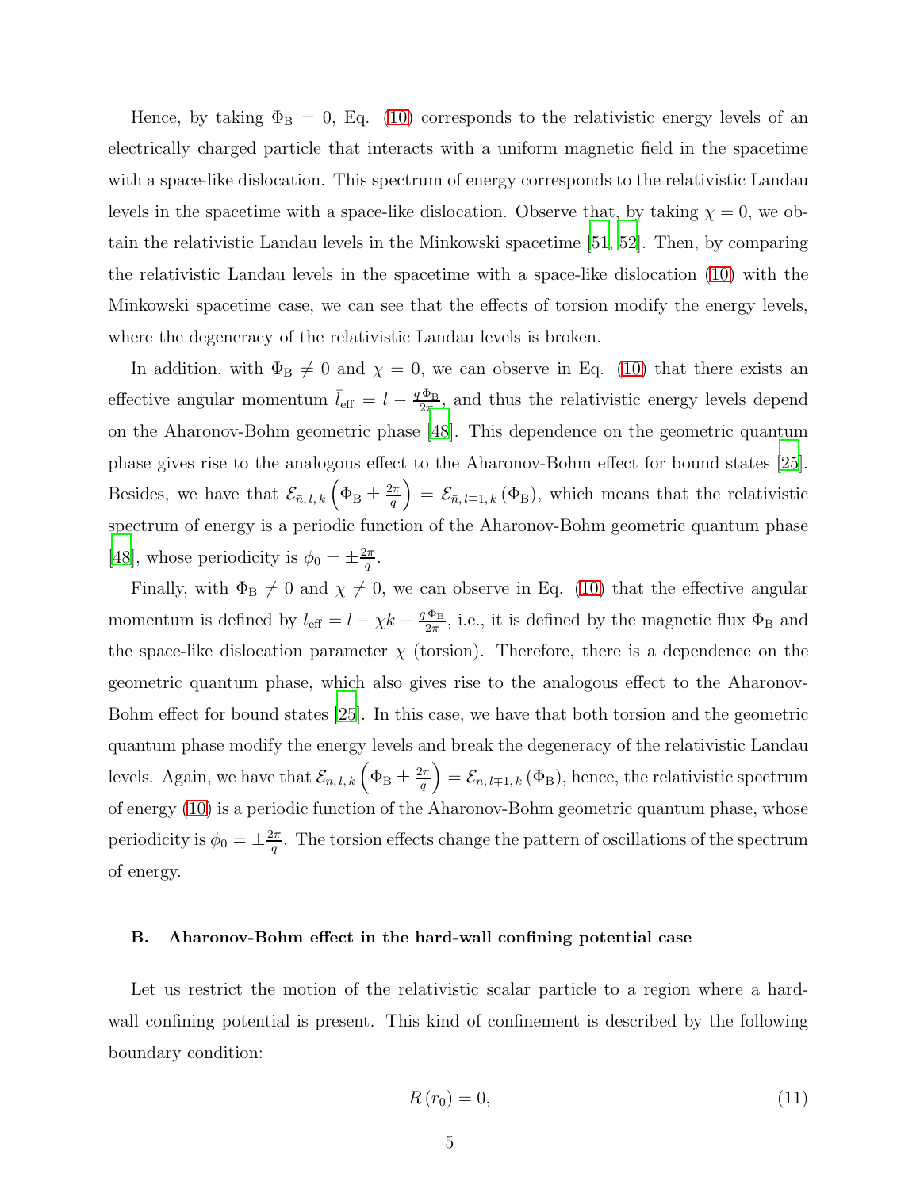Hence, by taking $\Phi_{\mathrm{B}} = 0$, Eq. (10) corresponds to the relativistic energy levels of an electrically charged particle that interacts with a uniform magnetic field in the spacetime with a space-like dislocation. This spectrum of energy corresponds to the relativistic Landau levels in the spacetime with a space-like dislocation. Observe that, by taking $\chi = 0$, we obtain the relativistic Landau levels in the Minkowski spacetime [51, 52]. Then, by comparing the relativistic Landau levels in the spacetime with a space-like dislocation (10) with the Minkowski spacetime case, we can see that the effects of torsion modify the energy levels, where the degeneracy of the relativistic Landau levels is broken.

In addition, with $\Phi_{\mathrm{B}} \neq 0$ and $\chi = 0$, we can observe in Eq. (10) that there exists an effective angular momentum $\bar{l}_{\mathrm{eff}} = l - \frac{q\,\Phi_{\mathrm{B}}}{2\pi}$, and thus the relativistic energy levels depend on the Aharonov-Bohm geometric phase [48]. This dependence on the geometric quantum phase gives rise to the analogous effect to the Aharonov-Bohm effect for bound states [25]. Besides, we have that $\mathcal{E}_{\bar{n},\,l,\,k}\left(\Phi_{\mathrm{B}} \pm \frac{2\pi}{q}\right) = \mathcal{E}_{\bar{n},\,l\mp1,\,k}\left(\Phi_{\mathrm{B}}\right)$, which means that the relativistic spectrum of energy is a periodic function of the Aharonov-Bohm geometric quantum phase [48], whose periodicity is $\phi_0 = \pm\frac{2\pi}{q}$.

Finally, with $\Phi_{\mathrm{B}} \neq 0$ and $\chi \neq 0$, we can observe in Eq. (10) that the effective angular momentum is defined by $l_{\mathrm{eff}} = l - \chi k - \frac{q\,\Phi_{\mathrm{B}}}{2\pi}$, i.e., it is defined by the magnetic flux $\Phi_{\mathrm{B}}$ and the space-like dislocation parameter $\chi$ (torsion). Therefore, there is a dependence on the geometric quantum phase, which also gives rise to the analogous effect to the Aharonov-Bohm effect for bound states [25]. In this case, we have that both torsion and the geometric quantum phase modify the energy levels and break the degeneracy of the relativistic Landau levels. Again, we have that $\mathcal{E}_{\bar{n},\,l,\,k}\left(\Phi_{\mathrm{B}} \pm \frac{2\pi}{q}\right) = \mathcal{E}_{\bar{n},\,l\mp1,\,k}\left(\Phi_{\mathrm{B}}\right)$, hence, the relativistic spectrum of energy (10) is a periodic function of the Aharonov-Bohm geometric quantum phase, whose periodicity is $\phi_0 = \pm\frac{2\pi}{q}$. The torsion effects change the pattern of oscillations of the spectrum of energy.

### B. Aharonov-Bohm effect in the hard-wall confining potential case

Let us restrict the motion of the relativistic scalar particle to a region where a hard-wall confining potential is present. This kind of confinement is described by the following boundary condition:

$$R\left(r_0\right) = 0, \tag{11}$$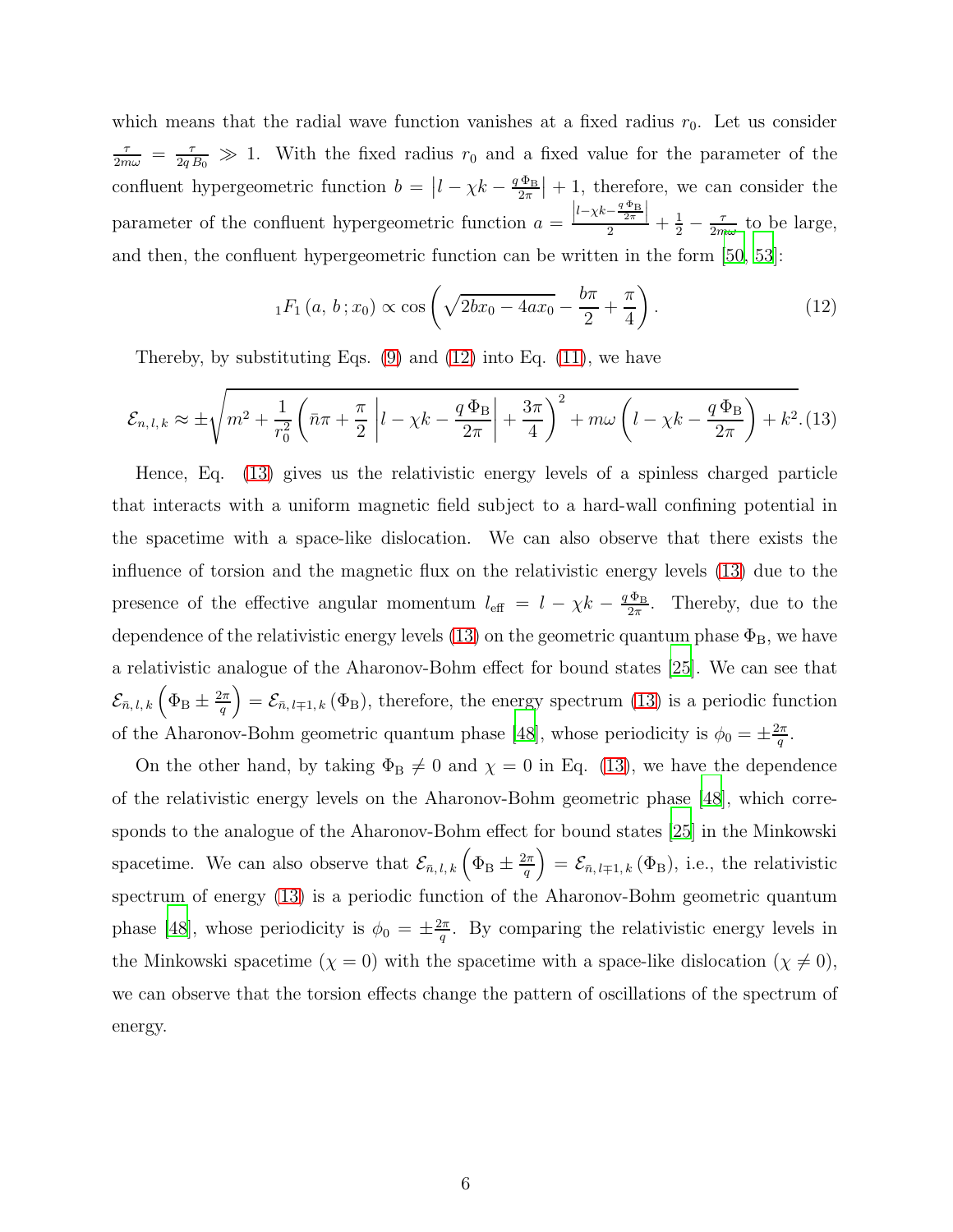which means that the radial wave function vanishes at a fixed radius $r_0$. Let us consider $\frac{\tau}{2m\omega} = \frac{\tau}{2q\,B_0} \gg 1$. With the fixed radius $r_0$ and a fixed value for the parameter of the confluent hypergeometric function $b = \left|l - \chi k - \frac{q\,\Phi_{\text{B}}}{2\pi}\right| + 1$, therefore, we can consider the parameter of the confluent hypergeometric function $a = \frac{\left|l-\chi k - \frac{q\,\Phi_{\text{B}}}{2\pi}\right|}{2} + \frac{1}{2} - \frac{\tau}{2m\omega}$ to be large, and then, the confluent hypergeometric function can be written in the form [50, 53]:

$$
{}_1F_1\left(a,\, b\, ; x_0\right) \propto \cos\left(\sqrt{2bx_0 - 4ax_0} - \frac{b\pi}{2} + \frac{\pi}{4}\right). \tag{12}
$$

Thereby, by substituting Eqs. (9) and (12) into Eq. (11), we have

$$
\mathcal{E}_{n,\,l,\,k} \approx \pm\sqrt{m^2 + \frac{1}{r_0^2}\left(\bar{n}\pi + \frac{\pi}{2}\left|l - \chi k - \frac{q\,\Phi_{\text{B}}}{2\pi}\right| + \frac{3\pi}{4}\right)^2 + m\omega\left(l - \chi k - \frac{q\,\Phi_{\text{B}}}{2\pi}\right) + k^2}. \tag{13}
$$

Hence, Eq. (13) gives us the relativistic energy levels of a spinless charged particle that interacts with a uniform magnetic field subject to a hard-wall confining potential in the spacetime with a space-like dislocation. We can also observe that there exists the influence of torsion and the magnetic flux on the relativistic energy levels (13) due to the presence of the effective angular momentum $l_{\text{eff}} = l - \chi k - \frac{q\,\Phi_{\text{B}}}{2\pi}$. Thereby, due to the dependence of the relativistic energy levels (13) on the geometric quantum phase $\Phi_{\text{B}}$, we have a relativistic analogue of the Aharonov-Bohm effect for bound states [25]. We can see that $\mathcal{E}_{\bar{n},\,l,\,k}\left(\Phi_{\text{B}} \pm \frac{2\pi}{q}\right) = \mathcal{E}_{\bar{n},\,l\mp1,\,k}\left(\Phi_{\text{B}}\right)$, therefore, the energy spectrum (13) is a periodic function of the Aharonov-Bohm geometric quantum phase [48], whose periodicity is $\phi_0 = \pm\frac{2\pi}{q}$.

On the other hand, by taking $\Phi_{\text{B}} \neq 0$ and $\chi = 0$ in Eq. (13), we have the dependence of the relativistic energy levels on the Aharonov-Bohm geometric phase [48], which corresponds to the analogue of the Aharonov-Bohm effect for bound states [25] in the Minkowski spacetime. We can also observe that $\mathcal{E}_{\bar{n},\,l,\,k}\left(\Phi_{\text{B}} \pm \frac{2\pi}{q}\right) = \mathcal{E}_{\bar{n},\,l\mp1,\,k}\left(\Phi_{\text{B}}\right)$, i.e., the relativistic spectrum of energy (13) is a periodic function of the Aharonov-Bohm geometric quantum phase [48], whose periodicity is $\phi_0 = \pm\frac{2\pi}{q}$. By comparing the relativistic energy levels in the Minkowski spacetime ($\chi = 0$) with the spacetime with a space-like dislocation ($\chi \neq 0$), we can observe that the torsion effects change the pattern of oscillations of the spectrum of energy.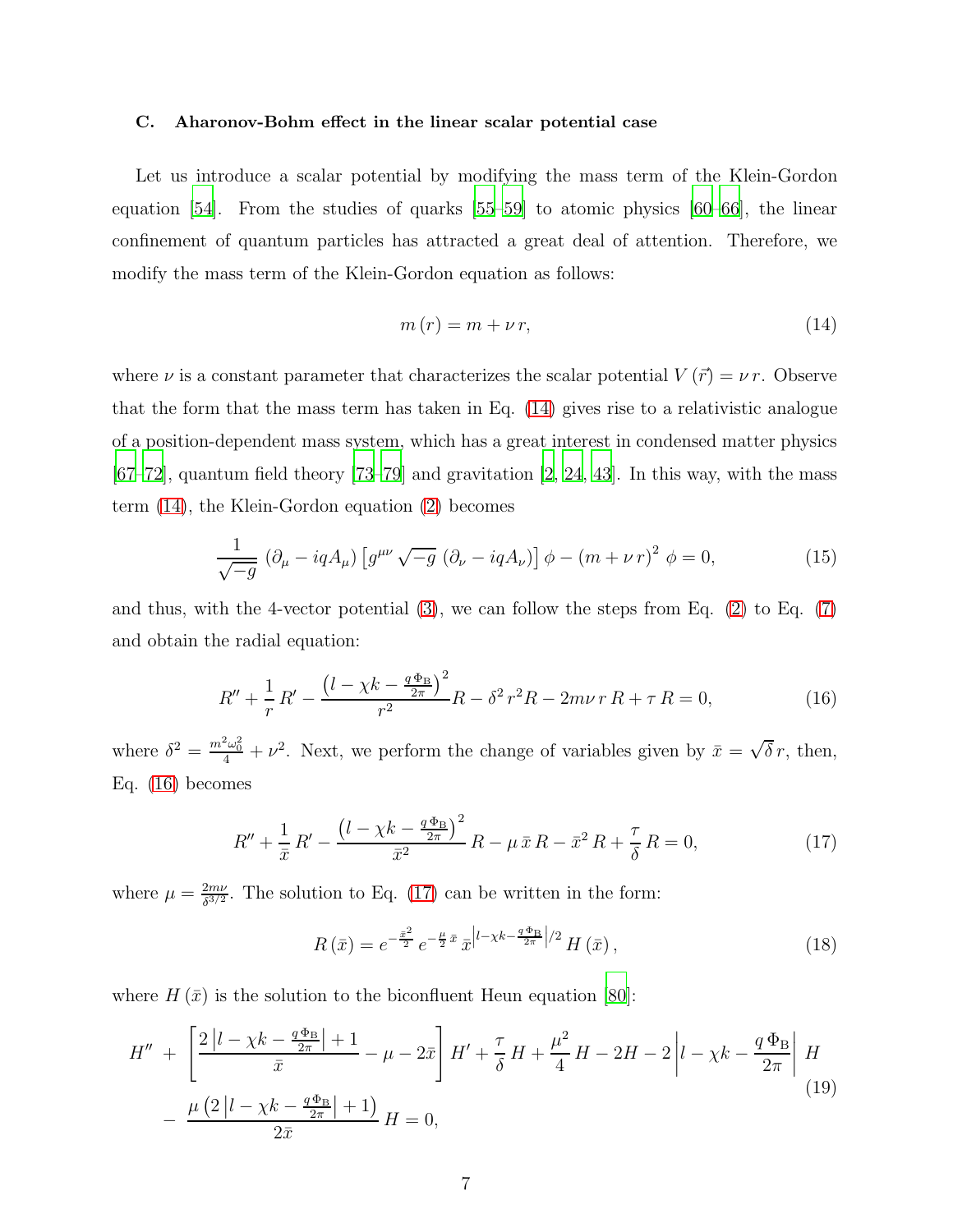### C. Aharonov-Bohm effect in the linear scalar potential case

Let us introduce a scalar potential by modifying the mass term of the Klein-Gordon equation [54]. From the studies of quarks [55–59] to atomic physics [60–66], the linear confinement of quantum particles has attracted a great deal of attention. Therefore, we modify the mass term of the Klein-Gordon equation as follows:

$$m\left(r\right)=m+\nu\,r, \tag{14}$$

where $\nu$ is a constant parameter that characterizes the scalar potential $V\left(\vec{r}\right)=\nu\,r$. Observe that the form that the mass term has taken in Eq. (14) gives rise to a relativistic analogue of a position-dependent mass system, which has a great interest in condensed matter physics [67–72], quantum field theory [73–79] and gravitation [2, 24, 43]. In this way, with the mass term (14), the Klein-Gordon equation (2) becomes

$$\frac{1}{\sqrt{-g}}\left(\partial_{\mu}-iqA_{\mu}\right)\left[g^{\mu\nu}\sqrt{-g}\left(\partial_{\nu}-iqA_{\nu}\right)\right]\phi-\left(m+\nu\,r\right)^{2}\phi=0, \tag{15}$$

and thus, with the 4-vector potential (3), we can follow the steps from Eq. (2) to Eq. (7) and obtain the radial equation:

$$R''+\frac{1}{r}R'-\frac{\left(l-\chi k-\frac{q\,\Phi_{\mathrm{B}}}{2\pi}\right)^{2}}{r^{2}}R-\delta^{2}\,r^{2}R-2m\nu\,r\,R+\tau\,R=0, \tag{16}$$

where $\delta^{2}=\frac{m^{2}\omega_{0}^{2}}{4}+\nu^{2}$. Next, we perform the change of variables given by $\bar{x}=\sqrt{\delta}\,r$, then, Eq. (16) becomes

$$R''+\frac{1}{\bar{x}}R'-\frac{\left(l-\chi k-\frac{q\,\Phi_{\mathrm{B}}}{2\pi}\right)^{2}}{\bar{x}^{2}}R-\mu\,\bar{x}\,R-\bar{x}^{2}\,R+\frac{\tau}{\delta}\,R=0, \tag{17}$$

where $\mu=\frac{2m\nu}{\delta^{3/2}}$. The solution to Eq. (17) can be written in the form:

$$R\left(\bar{x}\right)=e^{-\frac{\bar{x}^{2}}{2}}\,e^{-\frac{\mu}{2}\,\bar{x}}\,\bar{x}^{\left|l-\chi k-\frac{q\,\Phi_{\mathrm{B}}}{2\pi}\right|/2}\,H\left(\bar{x}\right), \tag{18}$$

where $H\left(\bar{x}\right)$ is the solution to the biconfluent Heun equation [80]:

$$\begin{aligned}H''\;&+\;\left[\frac{2\left|l-\chi k-\frac{q\,\Phi_{\mathrm{B}}}{2\pi}\right|+1}{\bar{x}}-\mu-2\bar{x}\right]H'+\frac{\tau}{\delta}\,H+\frac{\mu^{2}}{4}\,H-2H-2\left|l-\chi k-\frac{q\,\Phi_{\mathrm{B}}}{2\pi}\right|\,H\\&-\;\frac{\mu\left(2\left|l-\chi k-\frac{q\,\Phi_{\mathrm{B}}}{2\pi}\right|+1\right)}{2\bar{x}}\,H=0,\end{aligned} \tag{19}$$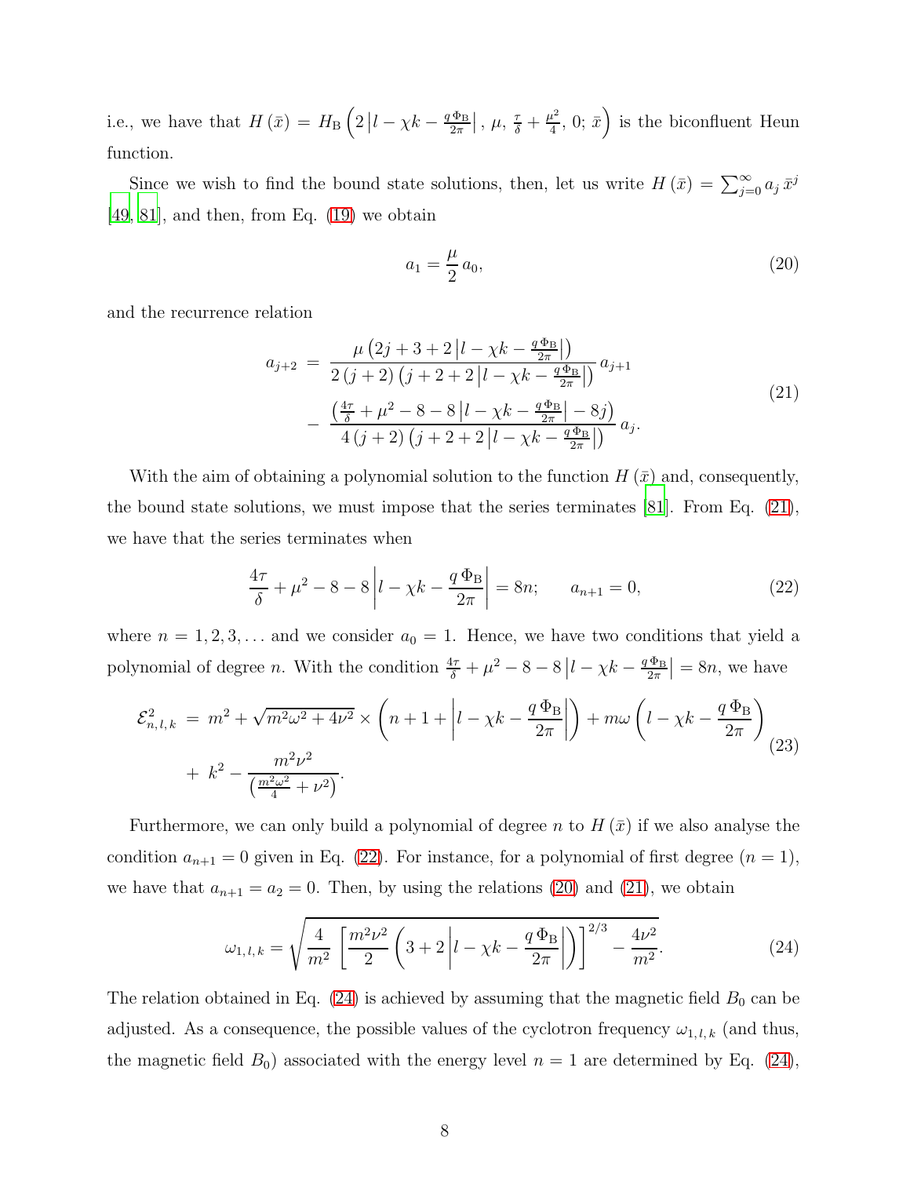i.e., we have that $H(\bar{x}) = H_{\mathrm{B}}\left(2\left|l-\chi k-\frac{q\,\Phi_{\mathrm{B}}}{2\pi}\right|,\, \mu,\, \frac{\tau}{\delta}+\frac{\mu^2}{4},\, 0;\, \bar{x}\right)$ is the biconfluent Heun function.

Since we wish to find the bound state solutions, then, let us write $H(\bar{x}) = \sum_{j=0}^{\infty} a_j\, \bar{x}^j$ [49, 81], and then, from Eq. (19) we obtain

$$a_1 = \frac{\mu}{2}\, a_0, \tag{20}$$

and the recurrence relation

$$\begin{aligned} a_{j+2} \;=&\; \frac{\mu\left(2j+3+2\left|l-\chi k-\frac{q\,\Phi_{\mathrm{B}}}{2\pi}\right|\right)}{2\,(j+2)\left(j+2+2\left|l-\chi k-\frac{q\,\Phi_{\mathrm{B}}}{2\pi}\right|\right)}\, a_{j+1} \\ &-\; \frac{\left(\frac{4\tau}{\delta}+\mu^2-8-8\left|l-\chi k-\frac{q\,\Phi_{\mathrm{B}}}{2\pi}\right|-8j\right)}{4\,(j+2)\left(j+2+2\left|l-\chi k-\frac{q\,\Phi_{\mathrm{B}}}{2\pi}\right|\right)}\, a_j. \end{aligned} \tag{21}$$

With the aim of obtaining a polynomial solution to the function $H(\bar{x})$ and, consequently, the bound state solutions, we must impose that the series terminates [81]. From Eq. (21), we have that the series terminates when

$$\frac{4\tau}{\delta}+\mu^2-8-8\left|l-\chi k-\frac{q\,\Phi_{\mathrm{B}}}{2\pi}\right| = 8n; \qquad a_{n+1}=0, \tag{22}$$

where $n = 1, 2, 3, \ldots$ and we consider $a_0 = 1$. Hence, we have two conditions that yield a polynomial of degree $n$. With the condition $\frac{4\tau}{\delta}+\mu^2-8-8\left|l-\chi k-\frac{q\,\Phi_{\mathrm{B}}}{2\pi}\right| = 8n$, we have

$$\begin{aligned} \mathcal{E}^2_{n,\,l,\,k} \;=&\; m^2+\sqrt{m^2\omega^2+4\nu^2}\times\left(n+1+\left|l-\chi k-\frac{q\,\Phi_{\mathrm{B}}}{2\pi}\right|\right)+m\omega\left(l-\chi k-\frac{q\,\Phi_{\mathrm{B}}}{2\pi}\right) \\ &+\; k^2-\frac{m^2\nu^2}{\left(\frac{m^2\omega^2}{4}+\nu^2\right)}. \end{aligned} \tag{23}$$

Furthermore, we can only build a polynomial of degree $n$ to $H(\bar{x})$ if we also analyse the condition $a_{n+1} = 0$ given in Eq. (22). For instance, for a polynomial of first degree ($n = 1$), we have that $a_{n+1} = a_2 = 0$. Then, by using the relations (20) and (21), we obtain

$$\omega_{1,\,l,\,k} = \sqrt{\frac{4}{m^2}\left[\frac{m^2\nu^2}{2}\left(3+2\left|l-\chi k-\frac{q\,\Phi_{\mathrm{B}}}{2\pi}\right|\right)\right]^{2/3}-\frac{4\nu^2}{m^2}}. \tag{24}$$

The relation obtained in Eq. (24) is achieved by assuming that the magnetic field $B_0$ can be adjusted. As a consequence, the possible values of the cyclotron frequency $\omega_{1,\,l,\,k}$ (and thus, the magnetic field $B_0$) associated with the energy level $n = 1$ are determined by Eq. (24),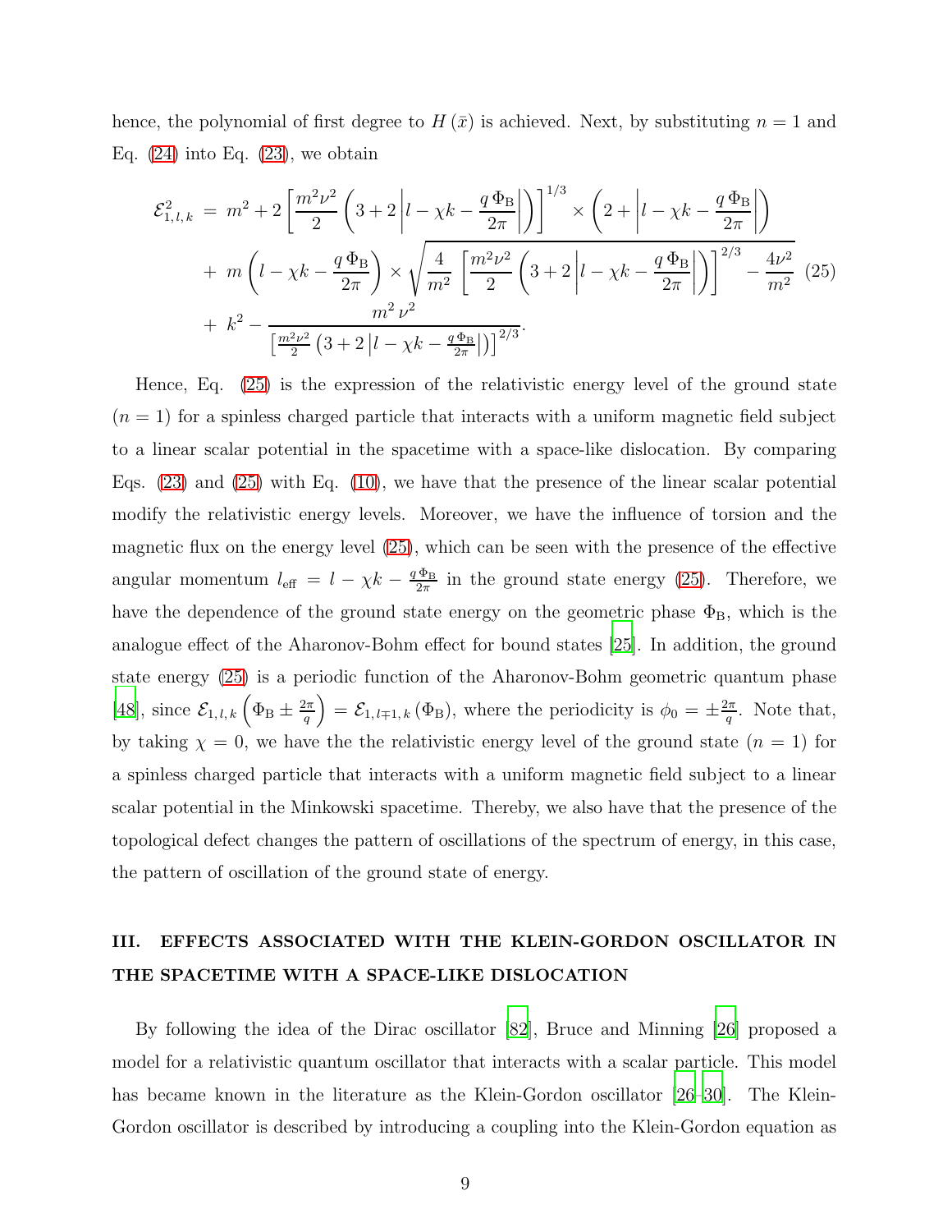hence, the polynomial of first degree to $H(\bar{x})$ is achieved. Next, by substituting $n=1$ and Eq. (24) into Eq. (23), we obtain

$$
\begin{aligned}
\mathcal{E}_{1,\,l,\,k}^{2} \;=\; & m^{2}+2\left[\frac{m^{2}\nu^{2}}{2}\left(3+2\left|l-\chi k-\frac{q\,\Phi_{\mathrm{B}}}{2\pi}\right|\right)\right]^{1/3}\times\left(2+\left|l-\chi k-\frac{q\,\Phi_{\mathrm{B}}}{2\pi}\right|\right)\\
&+\;m\left(l-\chi k-\frac{q\,\Phi_{\mathrm{B}}}{2\pi}\right)\times\sqrt{\frac{4}{m^{2}}\left[\frac{m^{2}\nu^{2}}{2}\left(3+2\left|l-\chi k-\frac{q\,\Phi_{\mathrm{B}}}{2\pi}\right|\right)\right]^{2/3}-\frac{4\nu^{2}}{m^{2}}}\\
&+\;k^{2}-\frac{m^{2}\,\nu^{2}}{\left[\frac{m^{2}\nu^{2}}{2}\left(3+2\left|l-\chi k-\frac{q\,\Phi_{\mathrm{B}}}{2\pi}\right|\right)\right]^{2/3}}.
\end{aligned}
\tag{25}
$$

Hence, Eq. (25) is the expression of the relativistic energy level of the ground state ($n=1$) for a spinless charged particle that interacts with a uniform magnetic field subject to a linear scalar potential in the spacetime with a space-like dislocation. By comparing Eqs. (23) and (25) with Eq. (10), we have that the presence of the linear scalar potential modify the relativistic energy levels. Moreover, we have the influence of torsion and the magnetic flux on the energy level (25), which can be seen with the presence of the effective angular momentum $l_{\mathrm{eff}}=l-\chi k-\frac{q\,\Phi_{\mathrm{B}}}{2\pi}$ in the ground state energy (25). Therefore, we have the dependence of the ground state energy on the geometric phase $\Phi_{\mathrm{B}}$, which is the analogue effect of the Aharonov-Bohm effect for bound states [25]. In addition, the ground state energy (25) is a periodic function of the Aharonov-Bohm geometric quantum phase [48], since $\mathcal{E}_{1,\,l,\,k}\left(\Phi_{\mathrm{B}}\pm\frac{2\pi}{q}\right)=\mathcal{E}_{1,\,l\mp 1,\,k}\left(\Phi_{\mathrm{B}}\right)$, where the periodicity is $\phi_{0}=\pm\frac{2\pi}{q}$. Note that, by taking $\chi=0$, we have the the relativistic energy level of the ground state ($n=1$) for a spinless charged particle that interacts with a uniform magnetic field subject to a linear scalar potential in the Minkowski spacetime. Thereby, we also have that the presence of the topological defect changes the pattern of oscillations of the spectrum of energy, in this case, the pattern of oscillation of the ground state of energy.

## III. EFFECTS ASSOCIATED WITH THE KLEIN-GORDON OSCILLATOR IN THE SPACETIME WITH A SPACE-LIKE DISLOCATION

By following the idea of the Dirac oscillator [82], Bruce and Minning [26] proposed a model for a relativistic quantum oscillator that interacts with a scalar particle. This model has became known in the literature as the Klein-Gordon oscillator [26–30]. The Klein-Gordon oscillator is described by introducing a coupling into the Klein-Gordon equation as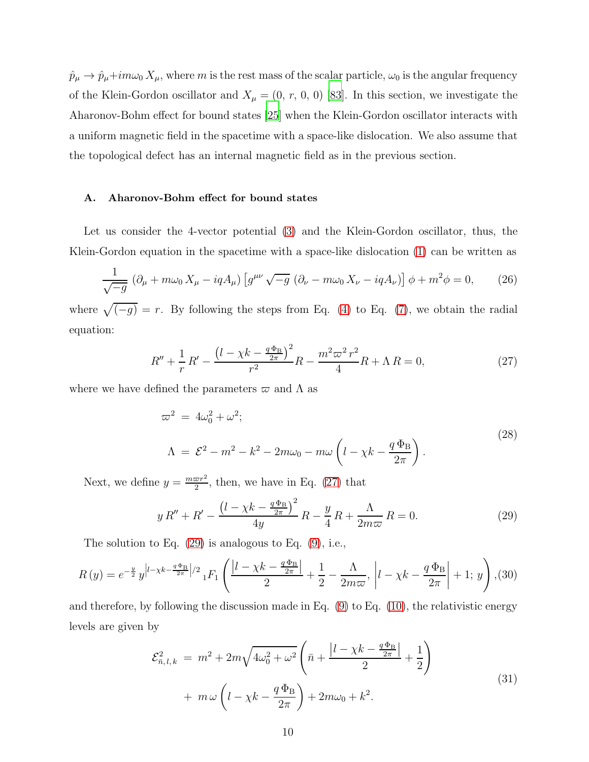$\hat{p}_\mu \to \hat{p}_\mu + im\omega_0 X_\mu$, where $m$ is the rest mass of the scalar particle, $\omega_0$ is the angular frequency of the Klein-Gordon oscillator and $X_\mu = (0,\, r,\, 0,\, 0)$ [83]. In this section, we investigate the Aharonov-Bohm effect for bound states [25] when the Klein-Gordon oscillator interacts with a uniform magnetic field in the spacetime with a space-like dislocation. We also assume that the topological defect has an internal magnetic field as in the previous section.

### A. Aharonov-Bohm effect for bound states

Let us consider the 4-vector potential (3) and the Klein-Gordon oscillator, thus, the Klein-Gordon equation in the spacetime with a space-like dislocation (1) can be written as

$$\frac{1}{\sqrt{-g}}\left(\partial_\mu + m\omega_0 X_\mu - iqA_\mu\right)\left[g^{\mu\nu}\sqrt{-g}\left(\partial_\nu - m\omega_0 X_\nu - iqA_\nu\right)\right]\phi + m^2\phi = 0, \tag{26}$$

where $\sqrt{(-g)} = r$. By following the steps from Eq. (4) to Eq. (7), we obtain the radial equation:

$$R'' + \frac{1}{r}R' - \frac{\left(l - \chi k - \frac{q\Phi_B}{2\pi}\right)^2}{r^2}R - \frac{m^2\varpi^2 r^2}{4}R + \Lambda R = 0, \tag{27}$$

where we have defined the parameters $\varpi$ and $\Lambda$ as

$$\begin{aligned}
\varpi^2 &= 4\omega_0^2 + \omega^2; \\
\Lambda &= \mathcal{E}^2 - m^2 - k^2 - 2m\omega_0 - m\omega\left(l - \chi k - \frac{q\Phi_B}{2\pi}\right).
\end{aligned} \tag{28}$$

Next, we define $y = \frac{m\varpi r^2}{2}$, then, we have in Eq. (27) that

$$y R'' + R' - \frac{\left(l - \chi k - \frac{q\Phi_B}{2\pi}\right)^2}{4y}R - \frac{y}{4}R + \frac{\Lambda}{2m\varpi}R = 0. \tag{29}$$

The solution to Eq. (29) is analogous to Eq. (9), i.e.,

$$R(y) = e^{-\frac{y}{2}}\, y^{\left|l - \chi k - \frac{q\Phi_B}{2\pi}\right|/2}\, {}_1F_1\left(\frac{\left|l - \chi k - \frac{q\Phi_B}{2\pi}\right|}{2} + \frac{1}{2} - \frac{\Lambda}{2m\varpi},\, \left|l - \chi k - \frac{q\Phi_B}{2\pi}\right| + 1;\, y\right), \tag{30}$$

and therefore, by following the discussion made in Eq. (9) to Eq. (10), the relativistic energy levels are given by

$$\begin{aligned}
\mathcal{E}^2_{\bar{n},\,l,\,k} &= m^2 + 2m\sqrt{4\omega_0^2 + \omega^2}\left(\bar{n} + \frac{\left|l - \chi k - \frac{q\Phi_B}{2\pi}\right|}{2} + \frac{1}{2}\right) \\
&+ m\,\omega\left(l - \chi k - \frac{q\Phi_B}{2\pi}\right) + 2m\omega_0 + k^2.
\end{aligned} \tag{31}$$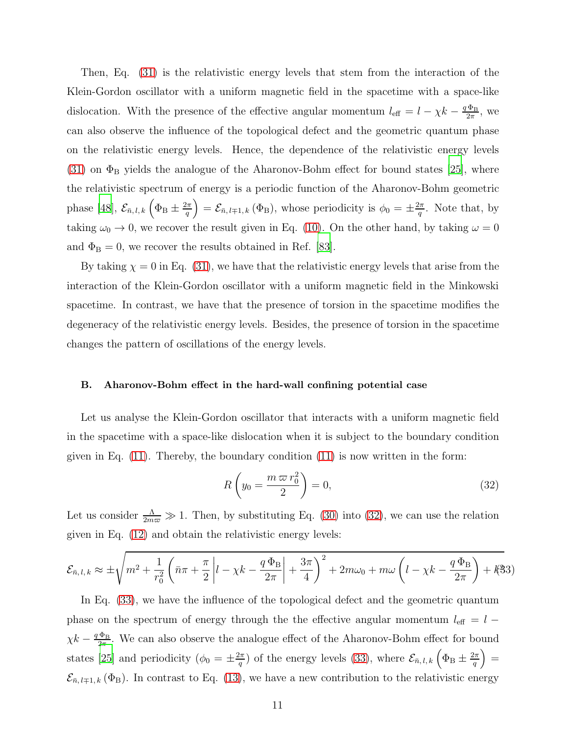Then, Eq. (31) is the relativistic energy levels that stem from the interaction of the Klein-Gordon oscillator with a uniform magnetic field in the spacetime with a space-like dislocation. With the presence of the effective angular momentum $l_{\text{eff}} = l - \chi k - \frac{q\,\Phi_{\text{B}}}{2\pi}$, we can also observe the influence of the topological defect and the geometric quantum phase on the relativistic energy levels. Hence, the dependence of the relativistic energy levels (31) on $\Phi_{\text{B}}$ yields the analogue of the Aharonov-Bohm effect for bound states [25], where the relativistic spectrum of energy is a periodic function of the Aharonov-Bohm geometric phase [48], $\mathcal{E}_{\bar{n},\,l,\,k}\left(\Phi_{\text{B}} \pm \frac{2\pi}{q}\right) = \mathcal{E}_{\bar{n},\,l\mp1,\,k}\left(\Phi_{\text{B}}\right)$, whose periodicity is $\phi_0 = \pm\frac{2\pi}{q}$. Note that, by taking $\omega_0 \to 0$, we recover the result given in Eq. (10). On the other hand, by taking $\omega = 0$ and $\Phi_{\text{B}} = 0$, we recover the results obtained in Ref. [83].

By taking $\chi = 0$ in Eq. (31), we have that the relativistic energy levels that arise from the interaction of the Klein-Gordon oscillator with a uniform magnetic field in the Minkowski spacetime. In contrast, we have that the presence of torsion in the spacetime modifies the degeneracy of the relativistic energy levels. Besides, the presence of torsion in the spacetime changes the pattern of oscillations of the energy levels.

### B. Aharonov-Bohm effect in the hard-wall confining potential case

Let us analyse the Klein-Gordon oscillator that interacts with a uniform magnetic field in the spacetime with a space-like dislocation when it is subject to the boundary condition given in Eq. (11). Thereby, the boundary condition (11) is now written in the form:

$$R\left(y_0 = \frac{m\,\varpi\,r_0^2}{2}\right) = 0, \tag{32}$$

Let us consider $\frac{\Lambda}{2m\varpi} \gg 1$. Then, by substituting Eq. (30) into (32), we can use the relation given in Eq. (12) and obtain the relativistic energy levels:

$$\mathcal{E}_{\bar{n},\,l,\,k} \approx \pm\sqrt{m^2 + \frac{1}{r_0^2}\left(\bar{n}\pi + \frac{\pi}{2}\left|l - \chi k - \frac{q\,\Phi_{\text{B}}}{2\pi}\right| + \frac{3\pi}{4}\right)^2 + 2m\omega_0 + m\omega\left(l - \chi k - \frac{q\,\Phi_{\text{B}}}{2\pi}\right) + k^2} \tag{33}$$

In Eq. (33), we have the influence of the topological defect and the geometric quantum phase on the spectrum of energy through the the effective angular momentum $l_{\text{eff}} = l - \chi k - \frac{q\,\Phi_{\text{B}}}{2\pi}$. We can also observe the analogue effect of the Aharonov-Bohm effect for bound states [25] and periodicity ($\phi_0 = \pm\frac{2\pi}{q}$) of the energy levels (33), where $\mathcal{E}_{\bar{n},\,l,\,k}\left(\Phi_{\text{B}} \pm \frac{2\pi}{q}\right) = \mathcal{E}_{\bar{n},\,l\mp1,\,k}\left(\Phi_{\text{B}}\right)$. In contrast to Eq. (13), we have a new contribution to the relativistic energy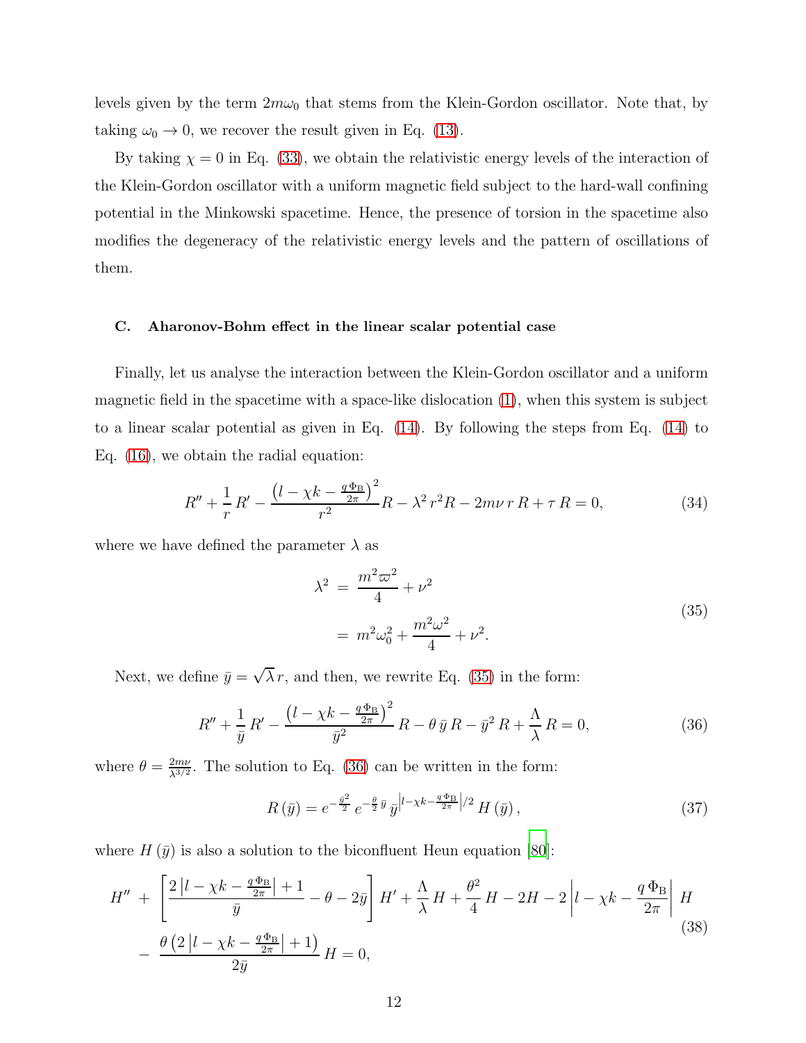levels given by the term $2m\omega_0$ that stems from the Klein-Gordon oscillator. Note that, by taking $\omega_0 \to 0$, we recover the result given in Eq. (13).

By taking $\chi = 0$ in Eq. (33), we obtain the relativistic energy levels of the interaction of the Klein-Gordon oscillator with a uniform magnetic field subject to the hard-wall confining potential in the Minkowski spacetime. Hence, the presence of torsion in the spacetime also modifies the degeneracy of the relativistic energy levels and the pattern of oscillations of them.

### C. Aharonov-Bohm effect in the linear scalar potential case

Finally, let us analyse the interaction between the Klein-Gordon oscillator and a uniform magnetic field in the spacetime with a space-like dislocation (1), when this system is subject to a linear scalar potential as given in Eq. (14). By following the steps from Eq. (14) to Eq. (16), we obtain the radial equation:

$$R'' + \frac{1}{r}\,R' - \frac{\left(l - \chi k - \frac{q\,\Phi_{\mathrm{B}}}{2\pi}\right)^2}{r^2}R - \lambda^2\,r^2 R - 2m\nu\,r\,R + \tau\,R = 0, \tag{34}$$

where we have defined the parameter $\lambda$ as

$$\begin{aligned} \lambda^2 \,&=\, \frac{m^2\varpi^2}{4} + \nu^2 \\ &=\, m^2\omega_0^2 + \frac{m^2\omega^2}{4} + \nu^2. \end{aligned} \tag{35}$$

Next, we define $\bar{y} = \sqrt{\lambda}\,r$, and then, we rewrite Eq. (35) in the form:

$$R'' + \frac{1}{\bar{y}}\,R' - \frac{\left(l - \chi k - \frac{q\,\Phi_{\mathrm{B}}}{2\pi}\right)^2}{\bar{y}^2}\,R - \theta\,\bar{y}\,R - \bar{y}^2\,R + \frac{\Lambda}{\lambda}\,R = 0, \tag{36}$$

where $\theta = \frac{2m\nu}{\lambda^{3/2}}$. The solution to Eq. (36) can be written in the form:

$$R\left(\bar{y}\right) = e^{-\frac{\bar{y}^2}{2}}\,e^{-\frac{\theta}{2}\,\bar{y}}\,\bar{y}^{\left|l - \chi k - \frac{q\,\Phi_{\mathrm{B}}}{2\pi}\right|/2}\,H\left(\bar{y}\right), \tag{37}$$

where $H\left(\bar{y}\right)$ is also a solution to the biconfluent Heun equation [80]:

$$\begin{aligned} H'' \,&+\, \left[\frac{2\left|l - \chi k - \frac{q\,\Phi_{\mathrm{B}}}{2\pi}\right| + 1}{\bar{y}} - \theta - 2\bar{y}\right] H' + \frac{\Lambda}{\lambda}\,H + \frac{\theta^2}{4}\,H - 2H - 2\left|l - \chi k - \frac{q\,\Phi_{\mathrm{B}}}{2\pi}\right|\,H \\ &-\, \frac{\theta\left(2\left|l - \chi k - \frac{q\,\Phi_{\mathrm{B}}}{2\pi}\right| + 1\right)}{2\bar{y}}\,H = 0, \end{aligned} \tag{38}$$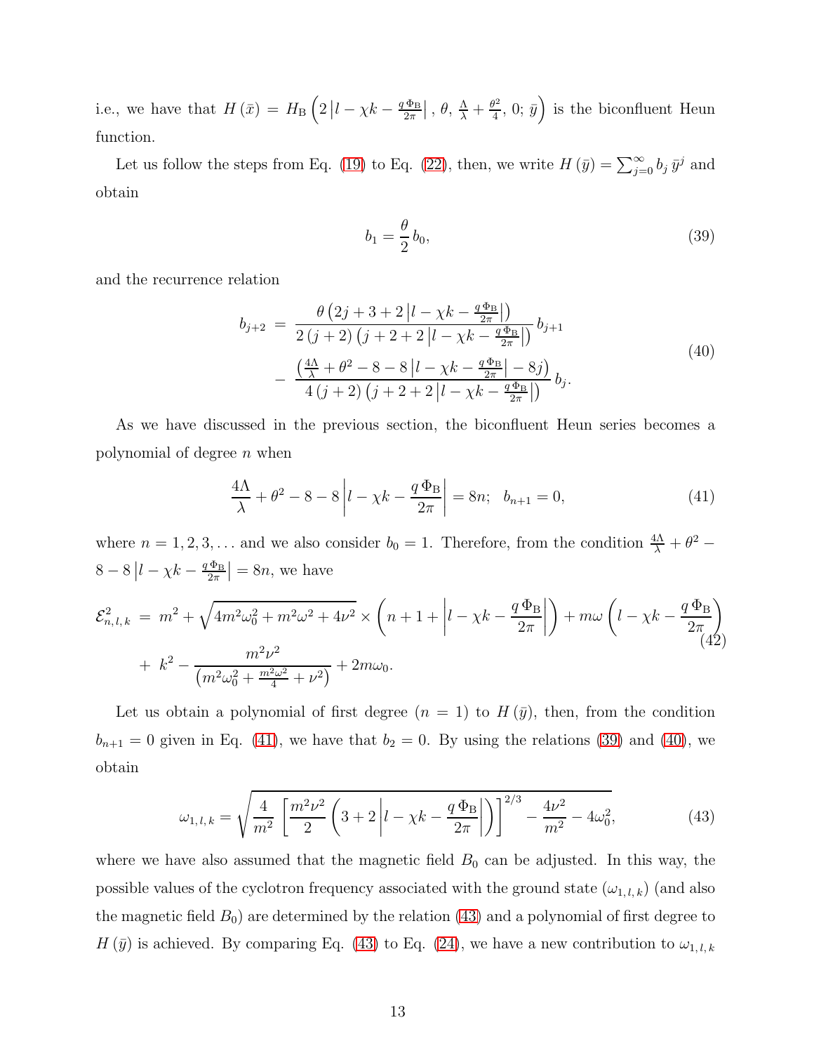i.e., we have that $H(\bar{x}) = H_{\rm B}\left(2\left|l-\chi k-\frac{q\,\Phi_{\rm B}}{2\pi}\right|,\, \theta,\, \frac{\Lambda}{\lambda}+\frac{\theta^2}{4},\, 0;\, \bar{y}\right)$ is the biconfluent Heun function.

Let us follow the steps from Eq. (19) to Eq. (22), then, we write $H(\bar{y}) = \sum_{j=0}^{\infty} b_j\, \bar{y}^j$ and obtain

$$b_1 = \frac{\theta}{2}\, b_0, \tag{39}$$

and the recurrence relation

$$\begin{aligned} b_{j+2} \;&=\; \frac{\theta\left(2j+3+2\left|l-\chi k-\frac{q\,\Phi_{\rm B}}{2\pi}\right|\right)}{2\left(j+2\right)\left(j+2+2\left|l-\chi k-\frac{q\,\Phi_{\rm B}}{2\pi}\right|\right)}\, b_{j+1} \\ &-\; \frac{\left(\frac{4\Lambda}{\lambda}+\theta^2-8-8\left|l-\chi k-\frac{q\,\Phi_{\rm B}}{2\pi}\right|-8j\right)}{4\left(j+2\right)\left(j+2+2\left|l-\chi k-\frac{q\,\Phi_{\rm B}}{2\pi}\right|\right)}\, b_j. \end{aligned} \tag{40}$$

As we have discussed in the previous section, the biconfluent Heun series becomes a polynomial of degree $n$ when

$$\frac{4\Lambda}{\lambda}+\theta^2-8-8\left|l-\chi k-\frac{q\,\Phi_{\rm B}}{2\pi}\right| = 8n; \quad b_{n+1}=0, \tag{41}$$

where $n=1,2,3,\ldots$ and we also consider $b_0=1$. Therefore, from the condition $\frac{4\Lambda}{\lambda}+\theta^2-8-8\left|l-\chi k-\frac{q\,\Phi_{\rm B}}{2\pi}\right| = 8n$, we have

$$\begin{aligned} \mathcal{E}^2_{n,\,l,\,k} \;&=\; m^2+\sqrt{4m^2\omega_0^2+m^2\omega^2+4\nu^2}\times\left(n+1+\left|l-\chi k-\frac{q\,\Phi_{\rm B}}{2\pi}\right|\right)+m\omega\left(l-\chi k-\frac{q\,\Phi_{\rm B}}{2\pi}\right) \\ &+\; k^2-\frac{m^2\nu^2}{\left(m^2\omega_0^2+\frac{m^2\omega^2}{4}+\nu^2\right)}+2m\omega_0. \end{aligned} \tag{42}$$

Let us obtain a polynomial of first degree ($n=1$) to $H(\bar{y})$, then, from the condition $b_{n+1}=0$ given in Eq. (41), we have that $b_2=0$. By using the relations (39) and (40), we obtain

$$\omega_{1,\,l,\,k} = \sqrt{\frac{4}{m^2}\,\left[\frac{m^2\nu^2}{2}\left(3+2\left|l-\chi k-\frac{q\,\Phi_{\rm B}}{2\pi}\right|\right)\right]^{2/3}-\frac{4\nu^2}{m^2}-4\omega_0^2}, \tag{43}$$

where we have also assumed that the magnetic field $B_0$ can be adjusted. In this way, the possible values of the cyclotron frequency associated with the ground state ($\omega_{1,\,l,\,k}$) (and also the magnetic field $B_0$) are determined by the relation (43) and a polynomial of first degree to $H(\bar{y})$ is achieved. By comparing Eq. (43) to Eq. (24), we have a new contribution to $\omega_{1,\,l,\,k}$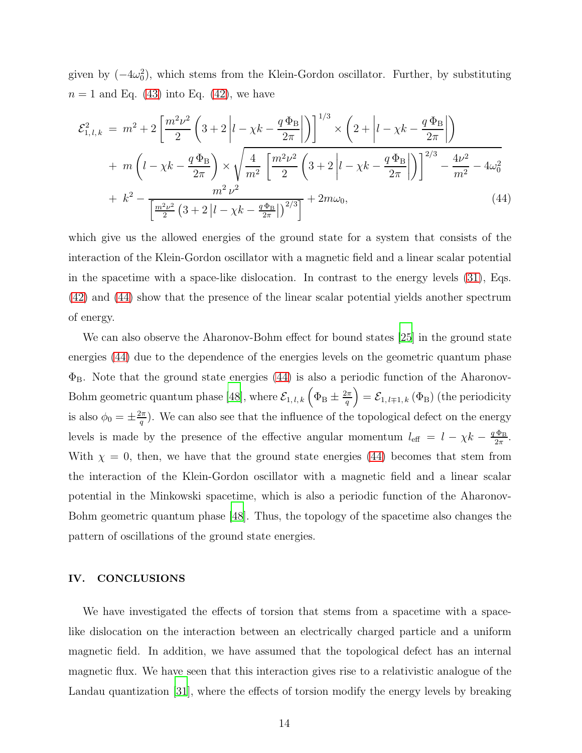given by $(-4\omega_0^2)$, which stems from the Klein-Gordon oscillator. Further, by substituting $n=1$ and Eq. (43) into Eq. (42), we have

$$
\begin{aligned}
\mathcal{E}^2_{1,\,l,\,k} \,=\, & \, m^2 + 2\left[\frac{m^2\nu^2}{2}\left(3+2\left|l-\chi k-\frac{q\,\Phi_{\mathrm{B}}}{2\pi}\right|\right)\right]^{1/3}\times\left(2+\left|l-\chi k-\frac{q\,\Phi_{\mathrm{B}}}{2\pi}\right|\right)\\
&+\; m\left(l-\chi k-\frac{q\,\Phi_{\mathrm{B}}}{2\pi}\right)\times\sqrt{\frac{4}{m^2}\,\left[\frac{m^2\nu^2}{2}\left(3+2\left|l-\chi k-\frac{q\,\Phi_{\mathrm{B}}}{2\pi}\right|\right)\right]^{2/3}-\frac{4\nu^2}{m^2}-4\omega_0^2}\\
&+\; k^2-\frac{m^2\,\nu^2}{\left[\frac{m^2\nu^2}{2}\left(3+2\left|l-\chi k-\frac{q\,\Phi_{\mathrm{B}}}{2\pi}\right|\right)^{2/3}\right]}+2m\omega_0,
\end{aligned}
\tag{44}
$$

which give us the allowed energies of the ground state for a system that consists of the interaction of the Klein-Gordon oscillator with a magnetic field and a linear scalar potential in the spacetime with a space-like dislocation. In contrast to the energy levels (31), Eqs. (42) and (44) show that the presence of the linear scalar potential yields another spectrum of energy.

We can also observe the Aharonov-Bohm effect for bound states [25] in the ground state energies (44) due to the dependence of the energies levels on the geometric quantum phase $\Phi_{\mathrm{B}}$. Note that the ground state energies (44) is also a periodic function of the Aharonov-Bohm geometric quantum phase [48], where $\mathcal{E}_{1,\,l,\,k}\left(\Phi_{\mathrm{B}}\pm\frac{2\pi}{q}\right)=\mathcal{E}_{1,\,l\mp1,\,k}\left(\Phi_{\mathrm{B}}\right)$ (the periodicity is also $\phi_0=\pm\frac{2\pi}{q}$). We can also see that the influence of the topological defect on the energy levels is made by the presence of the effective angular momentum $l_{\mathrm{eff}}=l-\chi k-\frac{q\,\Phi_{\mathrm{B}}}{2\pi}$. With $\chi=0$, then, we have that the ground state energies (44) becomes that stem from the interaction of the Klein-Gordon oscillator with a magnetic field and a linear scalar potential in the Minkowski spacetime, which is also a periodic function of the Aharonov-Bohm geometric quantum phase [48]. Thus, the topology of the spacetime also changes the pattern of oscillations of the ground state energies.

## IV. CONCLUSIONS

We have investigated the effects of torsion that stems from a spacetime with a space-like dislocation on the interaction between an electrically charged particle and a uniform magnetic field. In addition, we have assumed that the topological defect has an internal magnetic flux. We have seen that this interaction gives rise to a relativistic analogue of the Landau quantization [31], where the effects of torsion modify the energy levels by breaking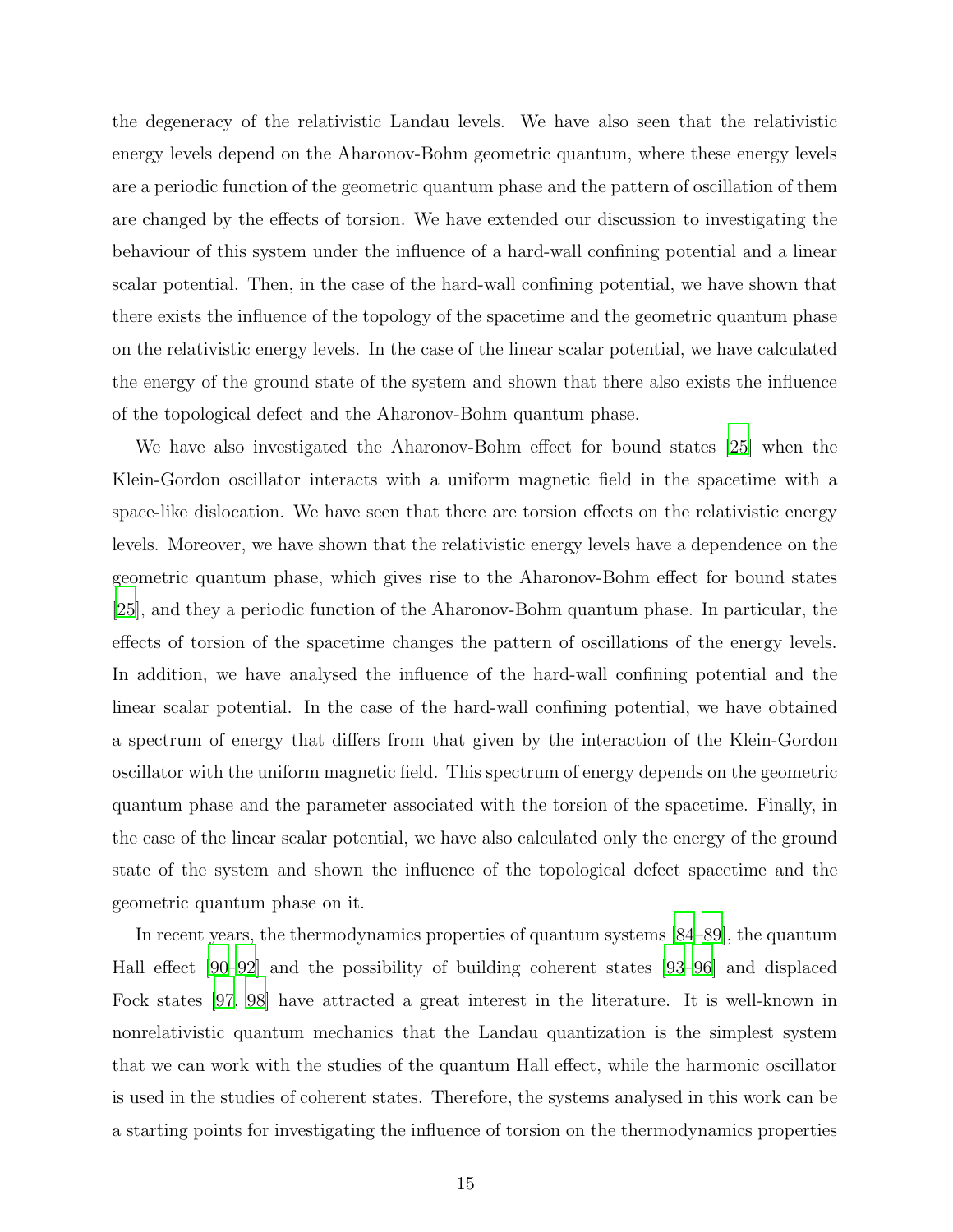the degeneracy of the relativistic Landau levels. We have also seen that the relativistic energy levels depend on the Aharonov-Bohm geometric quantum, where these energy levels are a periodic function of the geometric quantum phase and the pattern of oscillation of them are changed by the effects of torsion. We have extended our discussion to investigating the behaviour of this system under the influence of a hard-wall confining potential and a linear scalar potential. Then, in the case of the hard-wall confining potential, we have shown that there exists the influence of the topology of the spacetime and the geometric quantum phase on the relativistic energy levels. In the case of the linear scalar potential, we have calculated the energy of the ground state of the system and shown that there also exists the influence of the topological defect and the Aharonov-Bohm quantum phase.

We have also investigated the Aharonov-Bohm effect for bound states [25] when the Klein-Gordon oscillator interacts with a uniform magnetic field in the spacetime with a space-like dislocation. We have seen that there are torsion effects on the relativistic energy levels. Moreover, we have shown that the relativistic energy levels have a dependence on the geometric quantum phase, which gives rise to the Aharonov-Bohm effect for bound states [25], and they a periodic function of the Aharonov-Bohm quantum phase. In particular, the effects of torsion of the spacetime changes the pattern of oscillations of the energy levels. In addition, we have analysed the influence of the hard-wall confining potential and the linear scalar potential. In the case of the hard-wall confining potential, we have obtained a spectrum of energy that differs from that given by the interaction of the Klein-Gordon oscillator with the uniform magnetic field. This spectrum of energy depends on the geometric quantum phase and the parameter associated with the torsion of the spacetime. Finally, in the case of the linear scalar potential, we have also calculated only the energy of the ground state of the system and shown the influence of the topological defect spacetime and the geometric quantum phase on it.

In recent years, the thermodynamics properties of quantum systems [84–89], the quantum Hall effect [90–92] and the possibility of building coherent states [93–96] and displaced Fock states [97, 98] have attracted a great interest in the literature. It is well-known in nonrelativistic quantum mechanics that the Landau quantization is the simplest system that we can work with the studies of the quantum Hall effect, while the harmonic oscillator is used in the studies of coherent states. Therefore, the systems analysed in this work can be a starting points for investigating the influence of torsion on the thermodynamics properties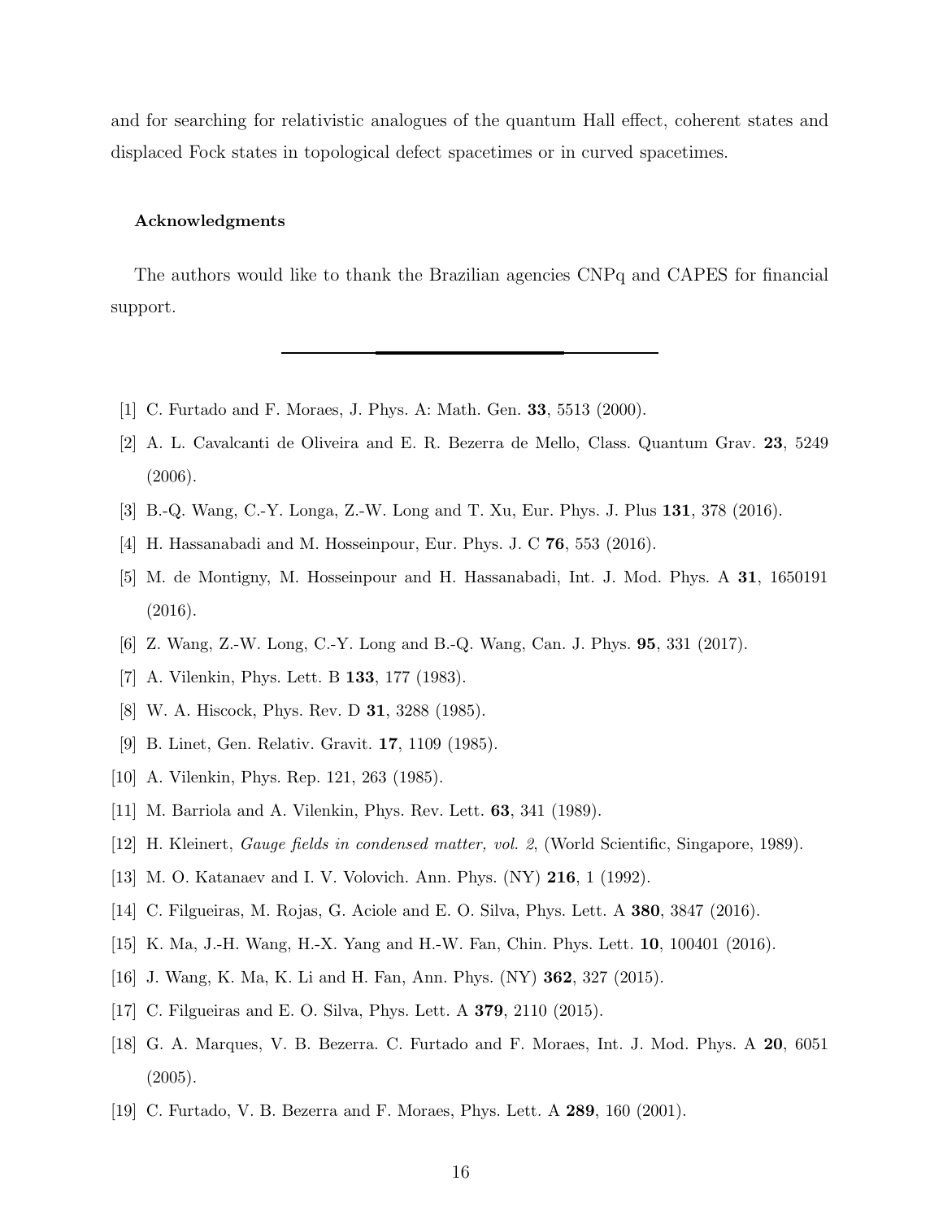and for searching for relativistic analogues of the quantum Hall effect, coherent states and displaced Fock states in topological defect spacetimes or in curved spacetimes.

#### Acknowledgments

The authors would like to thank the Brazilian agencies CNPq and CAPES for financial support.

---

[1] C. Furtado and F. Moraes, J. Phys. A: Math. Gen. **33**, 5513 (2000).

[2] A. L. Cavalcanti de Oliveira and E. R. Bezerra de Mello, Class. Quantum Grav. **23**, 5249 (2006).

[3] B.-Q. Wang, C.-Y. Longa, Z.-W. Long and T. Xu, Eur. Phys. J. Plus **131**, 378 (2016).

[4] H. Hassanabadi and M. Hosseinpour, Eur. Phys. J. C **76**, 553 (2016).

[5] M. de Montigny, M. Hosseinpour and H. Hassanabadi, Int. J. Mod. Phys. A **31**, 1650191 (2016).

[6] Z. Wang, Z.-W. Long, C.-Y. Long and B.-Q. Wang, Can. J. Phys. **95**, 331 (2017).

[7] A. Vilenkin, Phys. Lett. B **133**, 177 (1983).

[8] W. A. Hiscock, Phys. Rev. D **31**, 3288 (1985).

[9] B. Linet, Gen. Relativ. Gravit. **17**, 1109 (1985).

[10] A. Vilenkin, Phys. Rep. 121, 263 (1985).

[11] M. Barriola and A. Vilenkin, Phys. Rev. Lett. **63**, 341 (1989).

[12] H. Kleinert, *Gauge fields in condensed matter, vol. 2*, (World Scientific, Singapore, 1989).

[13] M. O. Katanaev and I. V. Volovich. Ann. Phys. (NY) **216**, 1 (1992).

[14] C. Filgueiras, M. Rojas, G. Aciole and E. O. Silva, Phys. Lett. A **380**, 3847 (2016).

[15] K. Ma, J.-H. Wang, H.-X. Yang and H.-W. Fan, Chin. Phys. Lett. **10**, 100401 (2016).

[16] J. Wang, K. Ma, K. Li and H. Fan, Ann. Phys. (NY) **362**, 327 (2015).

[17] C. Filgueiras and E. O. Silva, Phys. Lett. A **379**, 2110 (2015).

[18] G. A. Marques, V. B. Bezerra. C. Furtado and F. Moraes, Int. J. Mod. Phys. A **20**, 6051 (2005).

[19] C. Furtado, V. B. Bezerra and F. Moraes, Phys. Lett. A **289**, 160 (2001).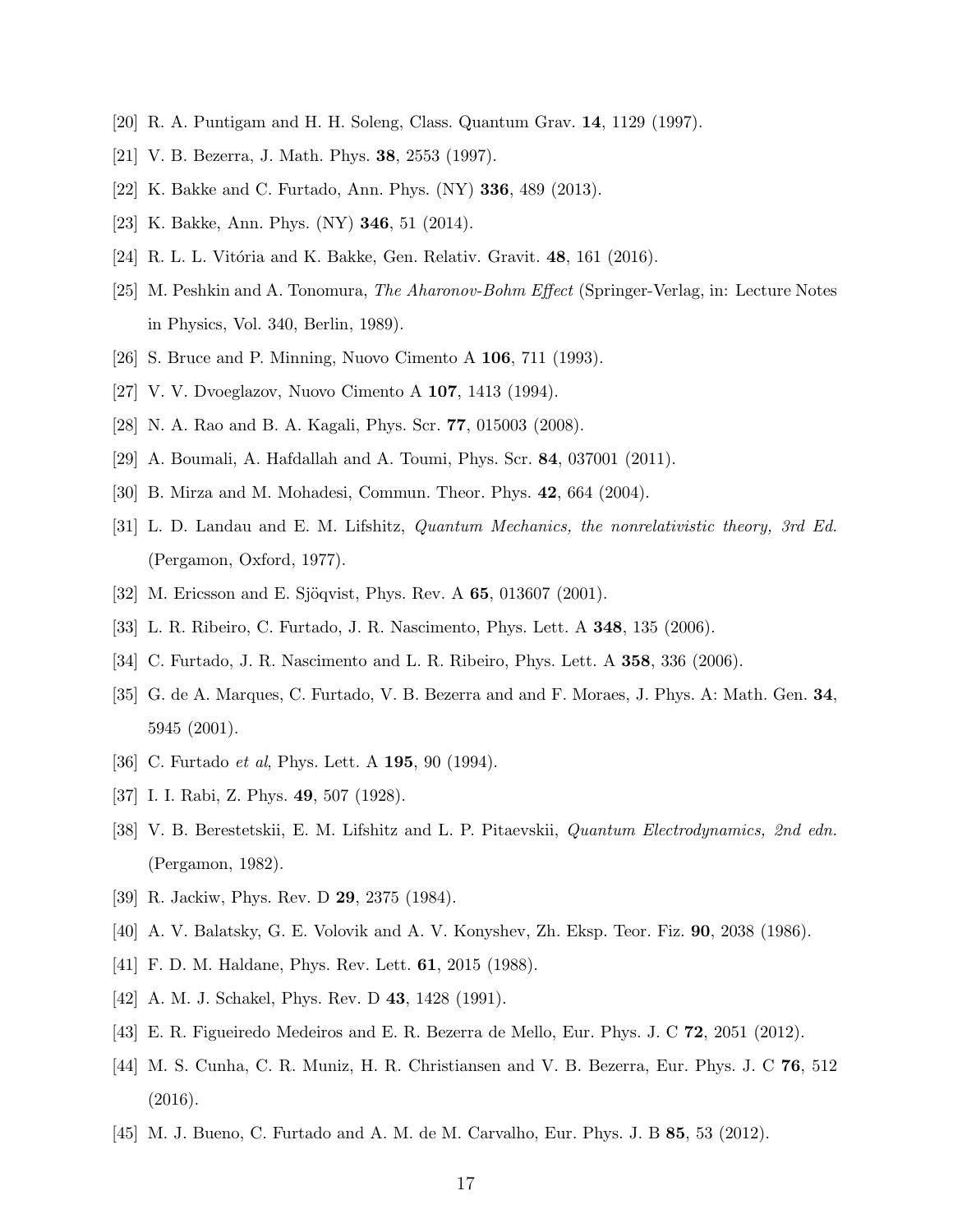[20] R. A. Puntigam and H. H. Soleng, Class. Quantum Grav. **14**, 1129 (1997).

[21] V. B. Bezerra, J. Math. Phys. **38**, 2553 (1997).

[22] K. Bakke and C. Furtado, Ann. Phys. (NY) **336**, 489 (2013).

[23] K. Bakke, Ann. Phys. (NY) **346**, 51 (2014).

[24] R. L. L. Vitória and K. Bakke, Gen. Relativ. Gravit. **48**, 161 (2016).

[25] M. Peshkin and A. Tonomura, *The Aharonov-Bohm Effect* (Springer-Verlag, in: Lecture Notes in Physics, Vol. 340, Berlin, 1989).

[26] S. Bruce and P. Minning, Nuovo Cimento A **106**, 711 (1993).

[27] V. V. Dvoeglazov, Nuovo Cimento A **107**, 1413 (1994).

[28] N. A. Rao and B. A. Kagali, Phys. Scr. **77**, 015003 (2008).

[29] A. Boumali, A. Hafdallah and A. Toumi, Phys. Scr. **84**, 037001 (2011).

[30] B. Mirza and M. Mohadesi, Commun. Theor. Phys. **42**, 664 (2004).

[31] L. D. Landau and E. M. Lifshitz, *Quantum Mechanics, the nonrelativistic theory, 3rd Ed.* (Pergamon, Oxford, 1977).

[32] M. Ericsson and E. Sjöqvist, Phys. Rev. A **65**, 013607 (2001).

[33] L. R. Ribeiro, C. Furtado, J. R. Nascimento, Phys. Lett. A **348**, 135 (2006).

[34] C. Furtado, J. R. Nascimento and L. R. Ribeiro, Phys. Lett. A **358**, 336 (2006).

[35] G. de A. Marques, C. Furtado, V. B. Bezerra and and F. Moraes, J. Phys. A: Math. Gen. **34**, 5945 (2001).

[36] C. Furtado *et al*, Phys. Lett. A **195**, 90 (1994).

[37] I. I. Rabi, Z. Phys. **49**, 507 (1928).

[38] V. B. Berestetskii, E. M. Lifshitz and L. P. Pitaevskii, *Quantum Electrodynamics, 2nd edn.* (Pergamon, 1982).

[39] R. Jackiw, Phys. Rev. D **29**, 2375 (1984).

[40] A. V. Balatsky, G. E. Volovik and A. V. Konyshev, Zh. Eksp. Teor. Fiz. **90**, 2038 (1986).

[41] F. D. M. Haldane, Phys. Rev. Lett. **61**, 2015 (1988).

[42] A. M. J. Schakel, Phys. Rev. D **43**, 1428 (1991).

[43] E. R. Figueiredo Medeiros and E. R. Bezerra de Mello, Eur. Phys. J. C **72**, 2051 (2012).

[44] M. S. Cunha, C. R. Muniz, H. R. Christiansen and V. B. Bezerra, Eur. Phys. J. C **76**, 512 (2016).

[45] M. J. Bueno, C. Furtado and A. M. de M. Carvalho, Eur. Phys. J. B **85**, 53 (2012).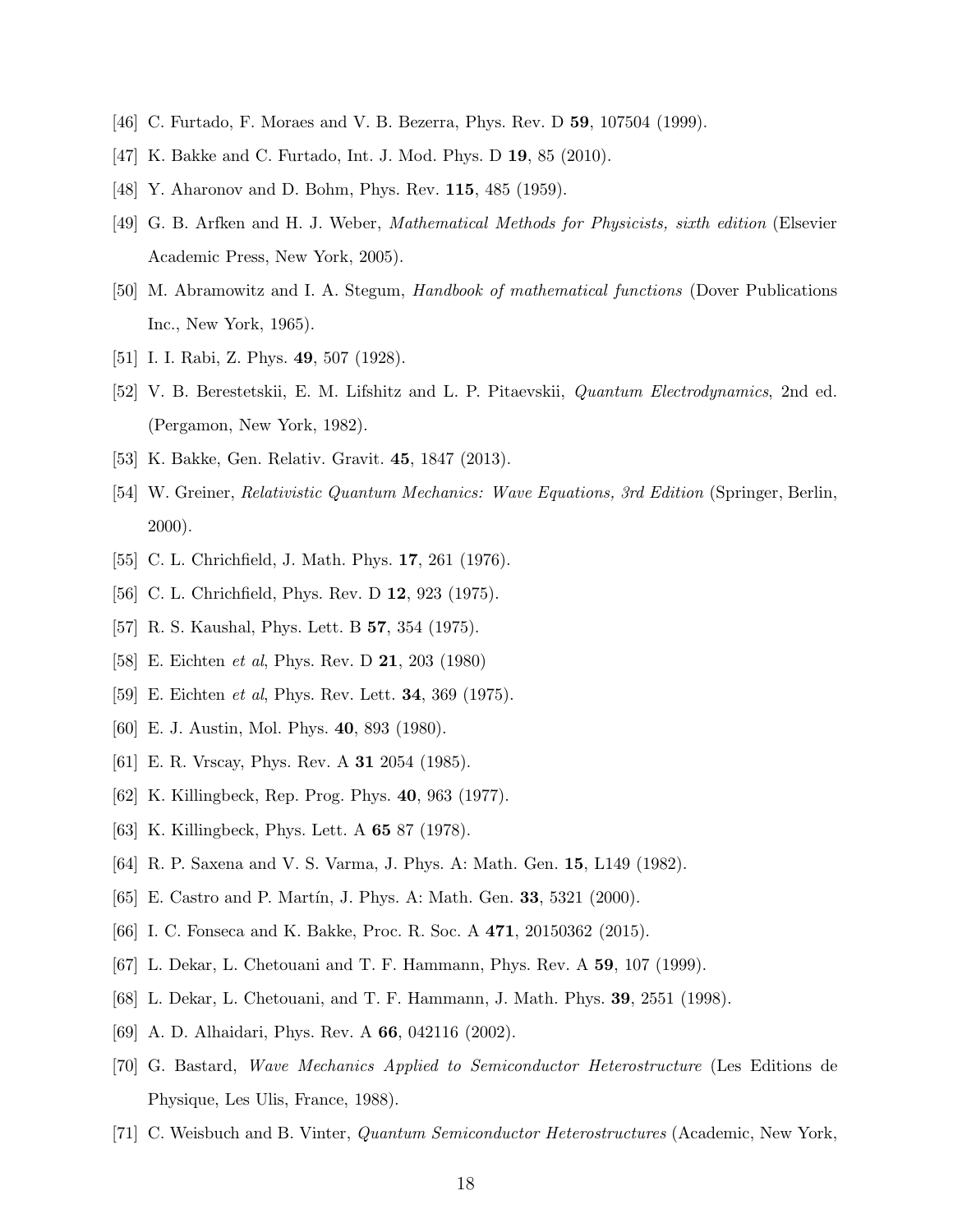[46] C. Furtado, F. Moraes and V. B. Bezerra, Phys. Rev. D **59**, 107504 (1999).

[47] K. Bakke and C. Furtado, Int. J. Mod. Phys. D **19**, 85 (2010).

[48] Y. Aharonov and D. Bohm, Phys. Rev. **115**, 485 (1959).

[49] G. B. Arfken and H. J. Weber, *Mathematical Methods for Physicists, sixth edition* (Elsevier Academic Press, New York, 2005).

[50] M. Abramowitz and I. A. Stegum, *Handbook of mathematical functions* (Dover Publications Inc., New York, 1965).

[51] I. I. Rabi, Z. Phys. **49**, 507 (1928).

[52] V. B. Berestetskii, E. M. Lifshitz and L. P. Pitaevskii, *Quantum Electrodynamics*, 2nd ed. (Pergamon, New York, 1982).

[53] K. Bakke, Gen. Relativ. Gravit. **45**, 1847 (2013).

[54] W. Greiner, *Relativistic Quantum Mechanics: Wave Equations, 3rd Edition* (Springer, Berlin, 2000).

[55] C. L. Chrichfield, J. Math. Phys. **17**, 261 (1976).

[56] C. L. Chrichfield, Phys. Rev. D **12**, 923 (1975).

[57] R. S. Kaushal, Phys. Lett. B **57**, 354 (1975).

[58] E. Eichten *et al*, Phys. Rev. D **21**, 203 (1980)

[59] E. Eichten *et al*, Phys. Rev. Lett. **34**, 369 (1975).

[60] E. J. Austin, Mol. Phys. **40**, 893 (1980).

[61] E. R. Vrscay, Phys. Rev. A **31** 2054 (1985).

[62] K. Killingbeck, Rep. Prog. Phys. **40**, 963 (1977).

[63] K. Killingbeck, Phys. Lett. A **65** 87 (1978).

[64] R. P. Saxena and V. S. Varma, J. Phys. A: Math. Gen. **15**, L149 (1982).

[65] E. Castro and P. Martín, J. Phys. A: Math. Gen. **33**, 5321 (2000).

[66] I. C. Fonseca and K. Bakke, Proc. R. Soc. A **471**, 20150362 (2015).

[67] L. Dekar, L. Chetouani and T. F. Hammann, Phys. Rev. A **59**, 107 (1999).

[68] L. Dekar, L. Chetouani, and T. F. Hammann, J. Math. Phys. **39**, 2551 (1998).

[69] A. D. Alhaidari, Phys. Rev. A **66**, 042116 (2002).

[70] G. Bastard, *Wave Mechanics Applied to Semiconductor Heterostructure* (Les Editions de Physique, Les Ulis, France, 1988).

[71] C. Weisbuch and B. Vinter, *Quantum Semiconductor Heterostructures* (Academic, New York,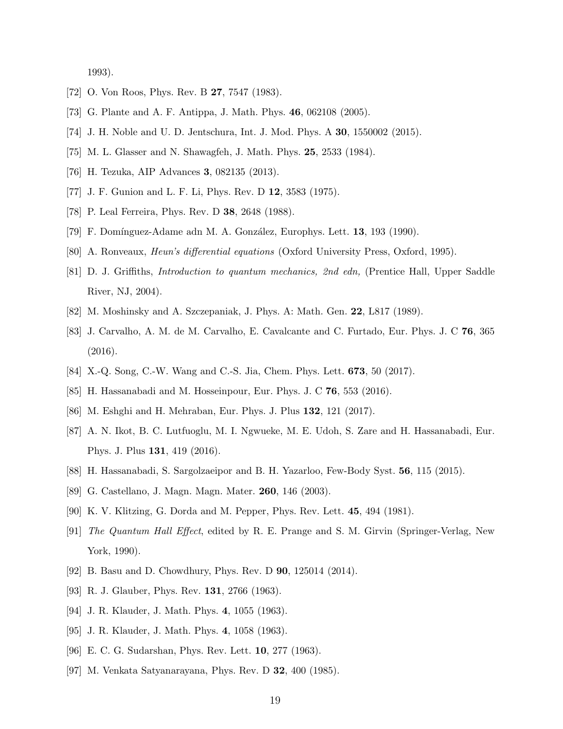1993).

[72] O. Von Roos, Phys. Rev. B **27**, 7547 (1983).

[73] G. Plante and A. F. Antippa, J. Math. Phys. **46**, 062108 (2005).

[74] J. H. Noble and U. D. Jentschura, Int. J. Mod. Phys. A **30**, 1550002 (2015).

[75] M. L. Glasser and N. Shawagfeh, J. Math. Phys. **25**, 2533 (1984).

[76] H. Tezuka, AIP Advances **3**, 082135 (2013).

[77] J. F. Gunion and L. F. Li, Phys. Rev. D **12**, 3583 (1975).

[78] P. Leal Ferreira, Phys. Rev. D **38**, 2648 (1988).

[79] F. Domínguez-Adame adn M. A. González, Europhys. Lett. **13**, 193 (1990).

[80] A. Ronveaux, *Heun's differential equations* (Oxford University Press, Oxford, 1995).

[81] D. J. Griffiths, *Introduction to quantum mechanics, 2nd edn,* (Prentice Hall, Upper Saddle River, NJ, 2004).

[82] M. Moshinsky and A. Szczepaniak, J. Phys. A: Math. Gen. **22**, L817 (1989).

[83] J. Carvalho, A. M. de M. Carvalho, E. Cavalcante and C. Furtado, Eur. Phys. J. C **76**, 365 (2016).

[84] X.-Q. Song, C.-W. Wang and C.-S. Jia, Chem. Phys. Lett. **673**, 50 (2017).

[85] H. Hassanabadi and M. Hosseinpour, Eur. Phys. J. C **76**, 553 (2016).

[86] M. Eshghi and H. Mehraban, Eur. Phys. J. Plus **132**, 121 (2017).

[87] A. N. Ikot, B. C. Lutfuoglu, M. I. Ngwueke, M. E. Udoh, S. Zare and H. Hassanabadi, Eur. Phys. J. Plus **131**, 419 (2016).

[88] H. Hassanabadi, S. Sargolzaeipor and B. H. Yazarloo, Few-Body Syst. **56**, 115 (2015).

[89] G. Castellano, J. Magn. Magn. Mater. **260**, 146 (2003).

[90] K. V. Klitzing, G. Dorda and M. Pepper, Phys. Rev. Lett. **45**, 494 (1981).

[91] *The Quantum Hall Effect*, edited by R. E. Prange and S. M. Girvin (Springer-Verlag, New York, 1990).

[92] B. Basu and D. Chowdhury, Phys. Rev. D **90**, 125014 (2014).

[93] R. J. Glauber, Phys. Rev. **131**, 2766 (1963).

[94] J. R. Klauder, J. Math. Phys. **4**, 1055 (1963).

[95] J. R. Klauder, J. Math. Phys. **4**, 1058 (1963).

[96] E. C. G. Sudarshan, Phys. Rev. Lett. **10**, 277 (1963).

[97] M. Venkata Satyanarayana, Phys. Rev. D **32**, 400 (1985).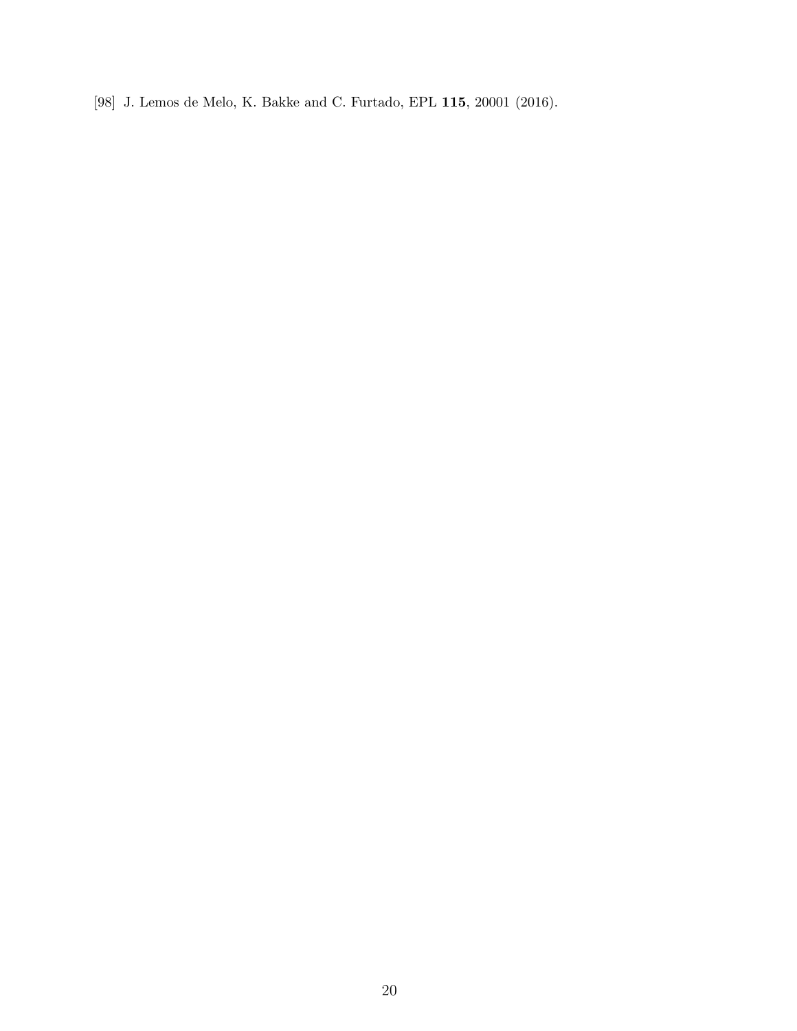[98] J. Lemos de Melo, K. Bakke and C. Furtado, EPL **115**, 20001 (2016).